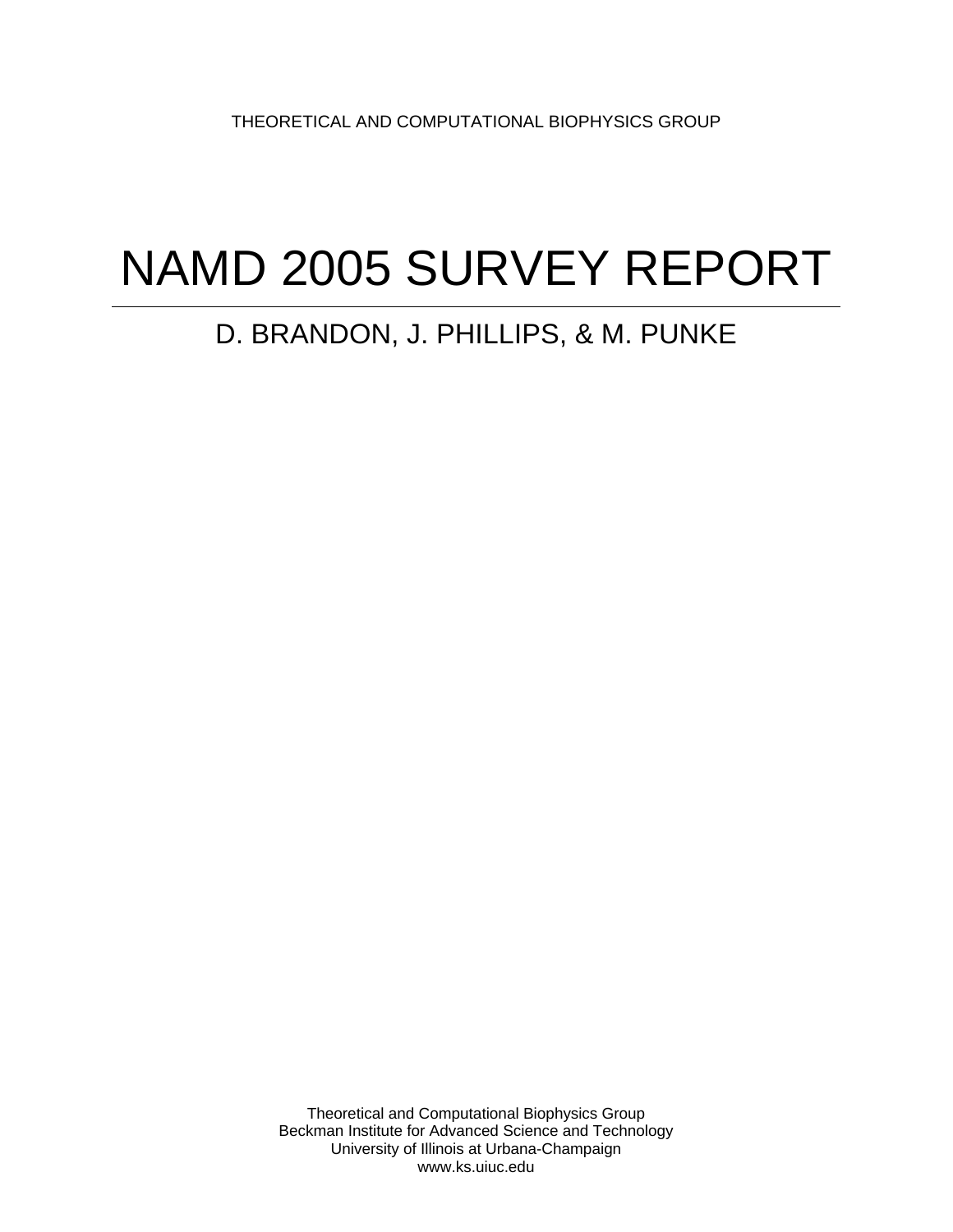THEORETICAL AND COMPUTATIONAL BIOPHYSICS GROUP

# NAMD 2005 SURVEY REPORT

## D. BRANDON, J. PHILLIPS, & M. PUNKE

Theoretical and Computational Biophysics Group
Beckman Institute for Advanced Science and Technology
University of Illinois at Urbana-Champaign
www.ks.uiuc.edu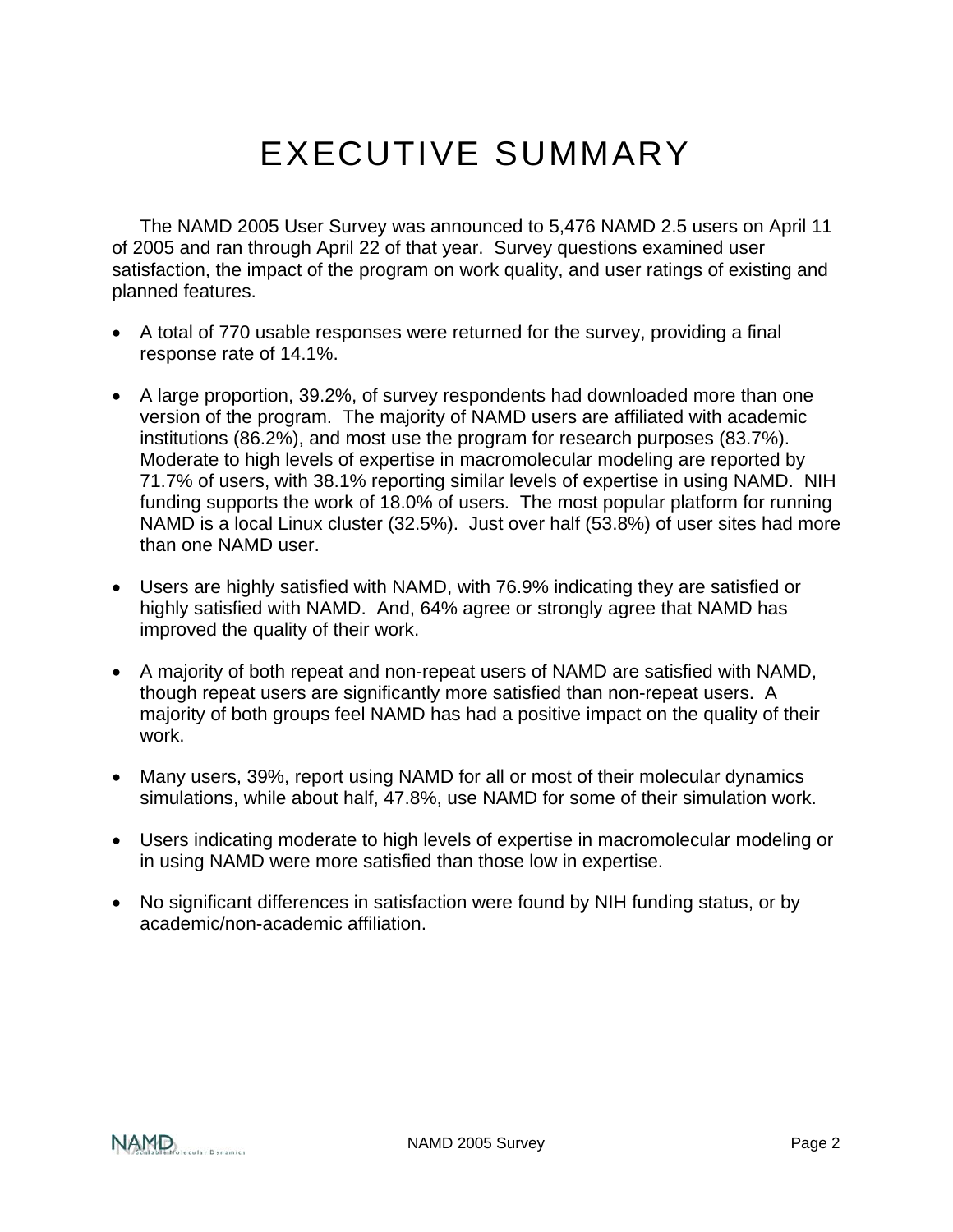# EXECUTIVE SUMMARY

The NAMD 2005 User Survey was announced to 5,476 NAMD 2.5 users on April 11 of 2005 and ran through April 22 of that year. Survey questions examined user satisfaction, the impact of the program on work quality, and user ratings of existing and planned features.

- A total of 770 usable responses were returned for the survey, providing a final response rate of 14.1%.
- A large proportion, 39.2%, of survey respondents had downloaded more than one version of the program. The majority of NAMD users are affiliated with academic institutions (86.2%), and most use the program for research purposes (83.7%). Moderate to high levels of expertise in macromolecular modeling are reported by 71.7% of users, with 38.1% reporting similar levels of expertise in using NAMD. NIH funding supports the work of 18.0% of users. The most popular platform for running NAMD is a local Linux cluster (32.5%). Just over half (53.8%) of user sites had more than one NAMD user.
- Users are highly satisfied with NAMD, with 76.9% indicating they are satisfied or highly satisfied with NAMD. And, 64% agree or strongly agree that NAMD has improved the quality of their work.
- A majority of both repeat and non-repeat users of NAMD are satisfied with NAMD, though repeat users are significantly more satisfied than non-repeat users. A majority of both groups feel NAMD has had a positive impact on the quality of their work.
- Many users, 39%, report using NAMD for all or most of their molecular dynamics simulations, while about half, 47.8%, use NAMD for some of their simulation work.
- Users indicating moderate to high levels of expertise in macromolecular modeling or in using NAMD were more satisfied than those low in expertise.
- No significant differences in satisfaction were found by NIH funding status, or by academic/non-academic affiliation.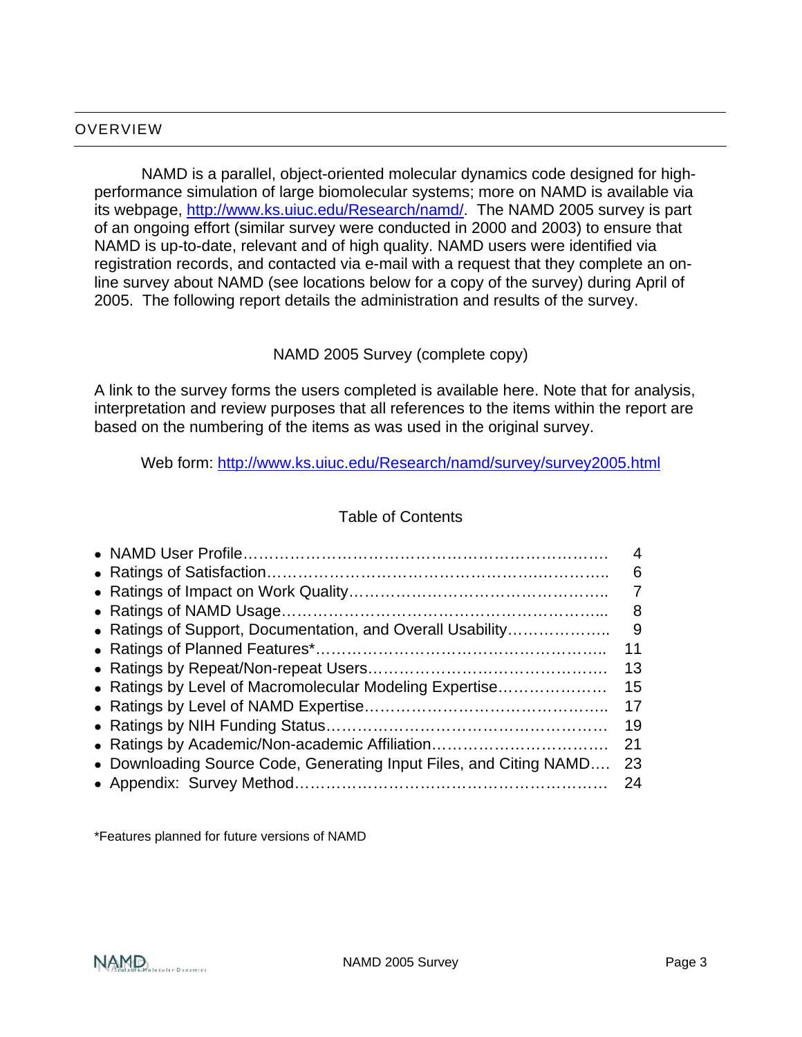## OVERVIEW

NAMD is a parallel, object-oriented molecular dynamics code designed for high-performance simulation of large biomolecular systems; more on NAMD is available via its webpage, http://www.ks.uiuc.edu/Research/namd/. The NAMD 2005 survey is part of an ongoing effort (similar survey were conducted in 2000 and 2003) to ensure that NAMD is up-to-date, relevant and of high quality. NAMD users were identified via registration records, and contacted via e-mail with a request that they complete an on-line survey about NAMD (see locations below for a copy of the survey) during April of 2005. The following report details the administration and results of the survey.

NAMD 2005 Survey (complete copy)

A link to the survey forms the users completed is available here. Note that for analysis, interpretation and review purposes that all references to the items within the report are based on the numbering of the items as was used in the original survey.

Web form: http://www.ks.uiuc.edu/Research/namd/survey/survey2005.html

Table of Contents

- NAMD User Profile……………………………………………………………… 4
- Ratings of Satisfaction……………………………………………………….. 6
- Ratings of Impact on Work Quality………………………………………….. 7
- Ratings of NAMD Usage……………………………………………………... 8
- Ratings of Support, Documentation, and Overall Usability……………….. 9
- Ratings of Planned Features*……………………………………………….. 11
- Ratings by Repeat/Non-repeat Users……………………………………… 13
- Ratings by Level of Macromolecular Modeling Expertise………………… 15
- Ratings by Level of NAMD Expertise……………………………………….. 17
- Ratings by NIH Funding Status……………………………………………… 19
- Ratings by Academic/Non-academic Affiliation……………………………. 21
- Downloading Source Code, Generating Input Files, and Citing NAMD…. 23
- Appendix: Survey Method…………………………………………………… 24

*Features planned for future versions of NAMD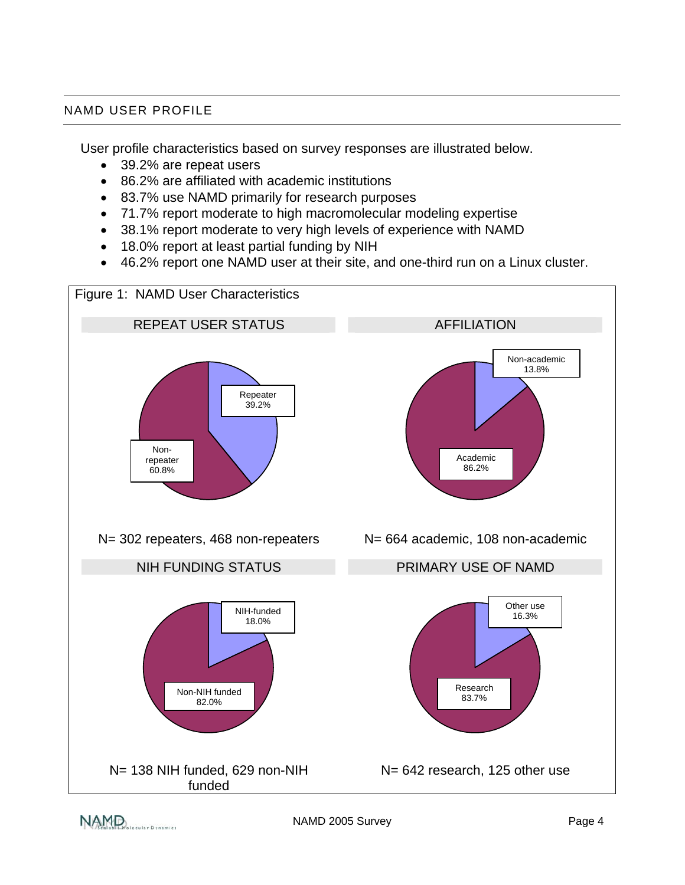## NAMD USER PROFILE

User profile characteristics based on survey responses are illustrated below.

- 39.2% are repeat users
- 86.2% are affiliated with academic institutions
- 83.7% use NAMD primarily for research purposes
- 71.7% report moderate to high macromolecular modeling expertise
- 38.1% report moderate to very high levels of experience with NAMD
- 18.0% report at least partial funding by NIH
- 46.2% report one NAMD user at their site, and one-third run on a Linux cluster.

Figure 1: NAMD User Characteristics

**REPEAT USER STATUS**

Repeater 39.2%

Non-repeater 60.8%

N= 302 repeaters, 468 non-repeaters

**AFFILIATION**

Non-academic 13.8%

Academic 86.2%

N= 664 academic, 108 non-academic

**NIH FUNDING STATUS**

NIH-funded 18.0%

Non-NIH funded 82.0%

N= 138 NIH funded, 629 non-NIH funded

**PRIMARY USE OF NAMD**

Other use 16.3%

Research 83.7%

N= 642 research, 125 other use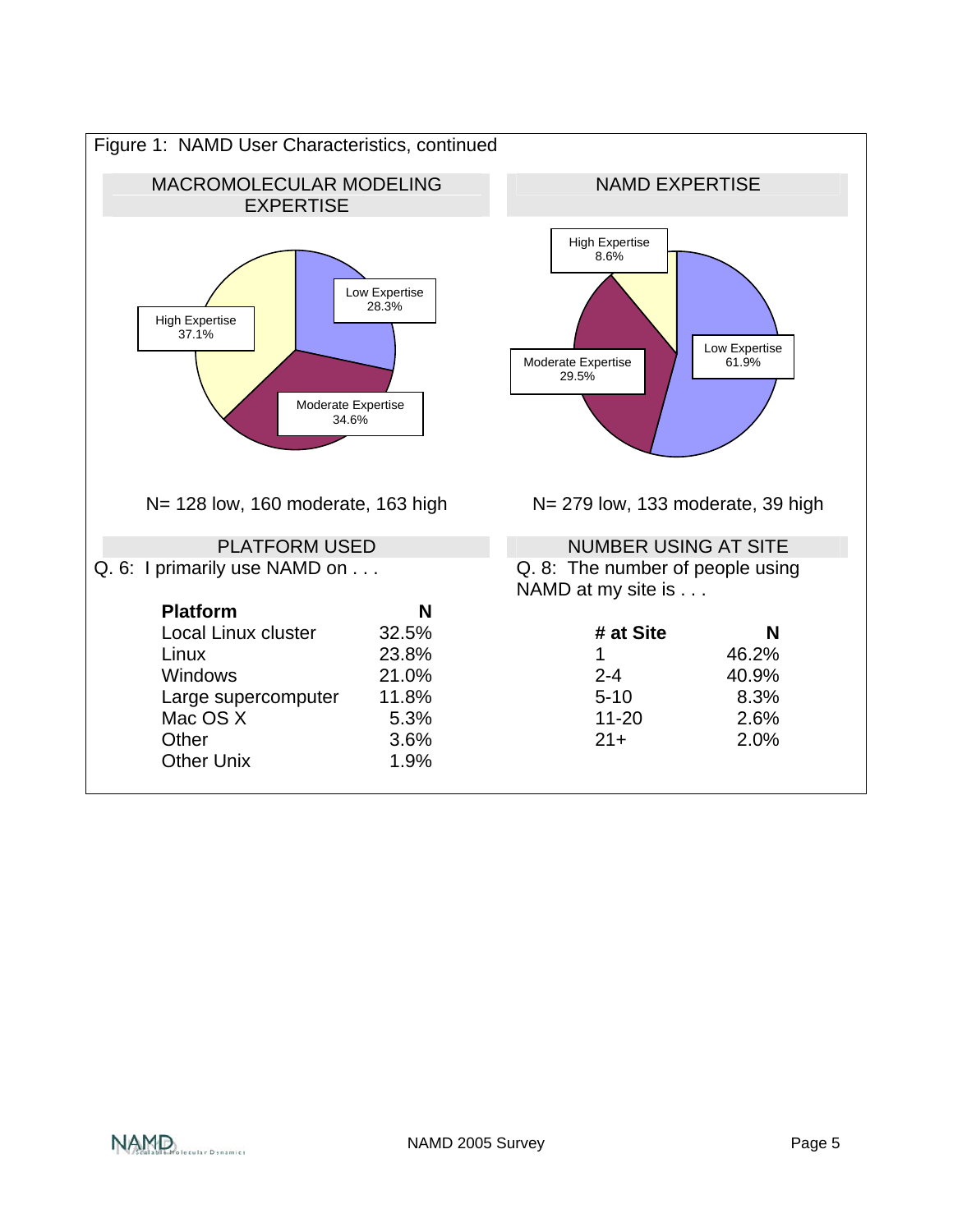Figure 1: NAMD User Characteristics, continued

## MACROMOLECULAR MODELING EXPERTISE

Low Expertise 28.3%

Moderate Expertise 34.6%

High Expertise 37.1%

N= 128 low, 160 moderate, 163 high

## NAMD EXPERTISE

High Expertise 8.6%

Moderate Expertise 29.5%

Low Expertise 61.9%

N= 279 low, 133 moderate, 39 high

## PLATFORM USED

Q. 6: I primarily use NAMD on . . .

| Platform | N |
|---|---|
| Local Linux cluster | 32.5% |
| Linux | 23.8% |
| Windows | 21.0% |
| Large supercomputer | 11.8% |
| Mac OS X | 5.3% |
| Other | 3.6% |
| Other Unix | 1.9% |

## NUMBER USING AT SITE

Q. 8: The number of people using NAMD at my site is . . .

| # at Site | N |
|---|---|
| 1 | 46.2% |
| 2-4 | 40.9% |
| 5-10 | 8.3% |
| 11-20 | 2.6% |
| 21+ | 2.0% |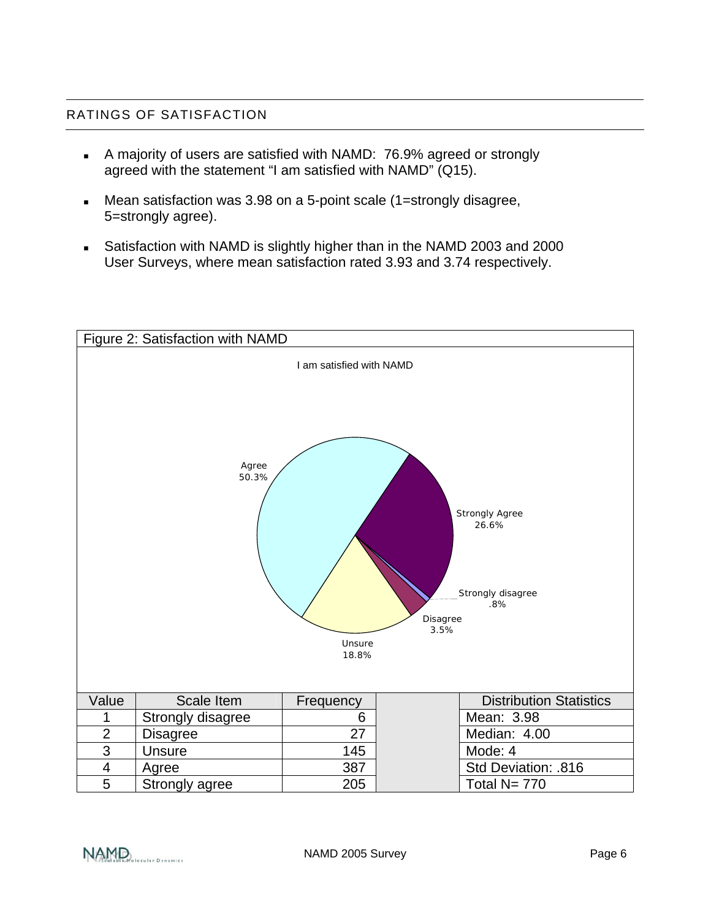## RATINGS OF SATISFACTION

- A majority of users are satisfied with NAMD: 76.9% agreed or strongly agreed with the statement "I am satisfied with NAMD" (Q15).
- Mean satisfaction was 3.98 on a 5-point scale (1=strongly disagree, 5=strongly agree).
- Satisfaction with NAMD is slightly higher than in the NAMD 2003 and 2000 User Surveys, where mean satisfaction rated 3.93 and 3.74 respectively.

Figure 2: Satisfaction with NAMD

I am satisfied with NAMD

Agree 50.3%
Strongly Agree 26.6%
Strongly disagree .8%
Disagree 3.5%
Unsure 18.8%

| Value | Scale Item | Frequency | | Distribution Statistics |
|---|---|---|---|---|
| 1 | Strongly disagree | 6 | | Mean: 3.98 |
| 2 | Disagree | 27 | | Median: 4.00 |
| 3 | Unsure | 145 | | Mode: 4 |
| 4 | Agree | 387 | | Std Deviation: .816 |
| 5 | Strongly agree | 205 | | Total N= 770 |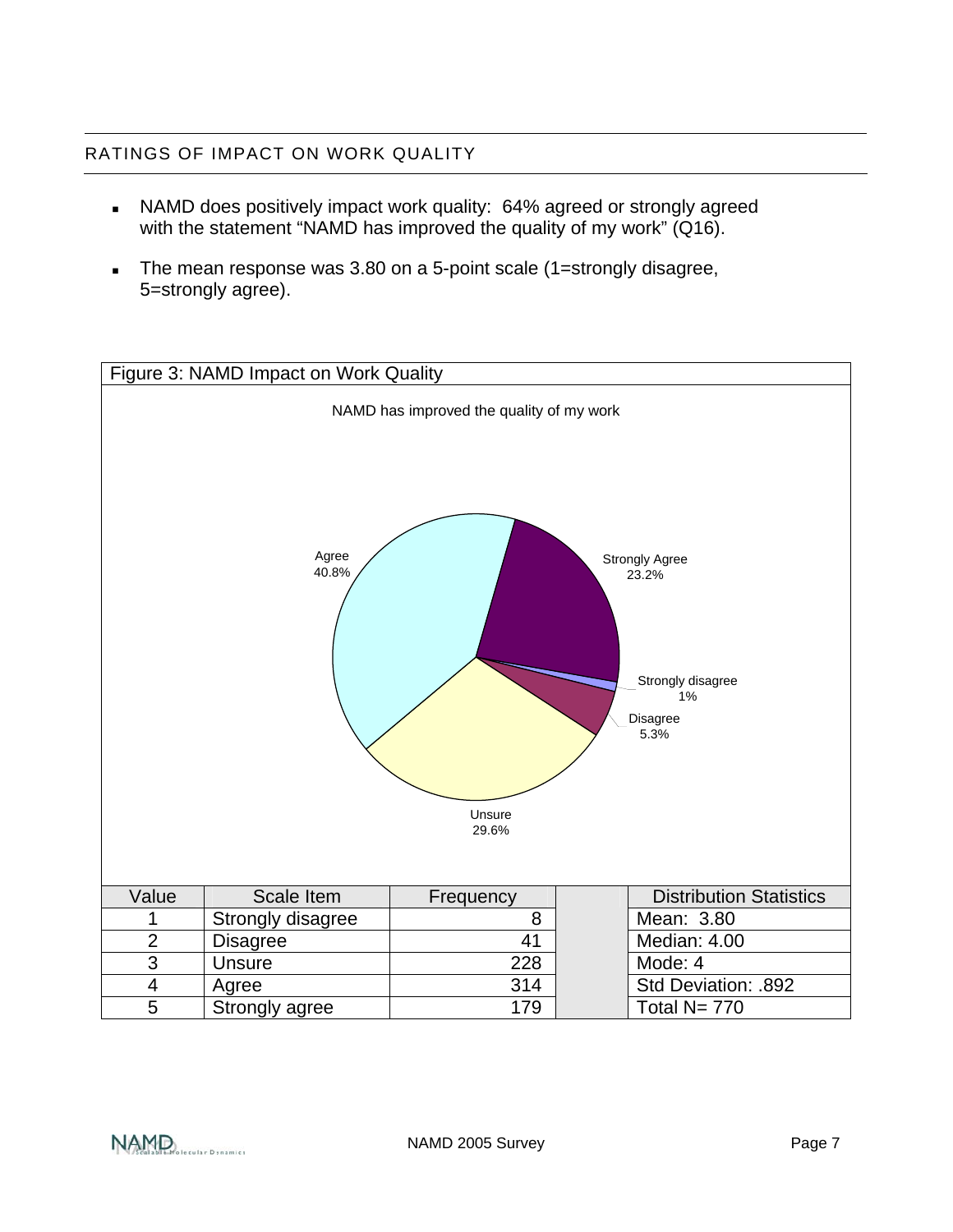## RATINGS OF IMPACT ON WORK QUALITY

- NAMD does positively impact work quality: 64% agreed or strongly agreed with the statement “NAMD has improved the quality of my work” (Q16).
- The mean response was 3.80 on a 5-point scale (1=strongly disagree, 5=strongly agree).

Figure 3: NAMD Impact on Work Quality

NAMD has improved the quality of my work

Agree 40.8%, Strongly Agree 23.2%, Strongly disagree 1%, Disagree 5.3%, Unsure 29.6%

| Value | Scale Item | Frequency | | Distribution Statistics |
|---|---|---|---|---|
| 1 | Strongly disagree | 8 | | Mean: 3.80 |
| 2 | Disagree | 41 | | Median: 4.00 |
| 3 | Unsure | 228 | | Mode: 4 |
| 4 | Agree | 314 | | Std Deviation: .892 |
| 5 | Strongly agree | 179 | | Total N= 770 |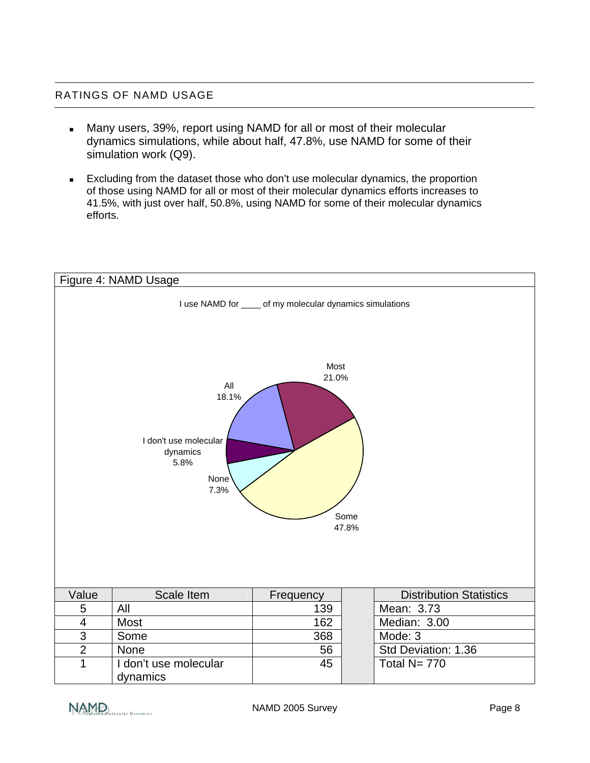## RATINGS OF NAMD USAGE

- Many users, 39%, report using NAMD for all or most of their molecular dynamics simulations, while about half, 47.8%, use NAMD for some of their simulation work (Q9).
- Excluding from the dataset those who don't use molecular dynamics, the proportion of those using NAMD for all or most of their molecular dynamics efforts increases to 41.5%, with just over half, 50.8%, using NAMD for some of their molecular dynamics efforts.

Figure 4: NAMD Usage

I use NAMD for ____ of my molecular dynamics simulations

- All: 18.1%
- Most: 21.0%
- Some: 47.8%
- None: 7.3%
- I don't use molecular dynamics: 5.8%

| Value | Scale Item | Frequency | | Distribution Statistics |
|---|---|---|---|---|
| 5 | All | 139 | | Mean: 3.73 |
| 4 | Most | 162 | | Median: 3.00 |
| 3 | Some | 368 | | Mode: 3 |
| 2 | None | 56 | | Std Deviation: 1.36 |
| 1 | I don't use molecular dynamics | 45 | | Total N= 770 |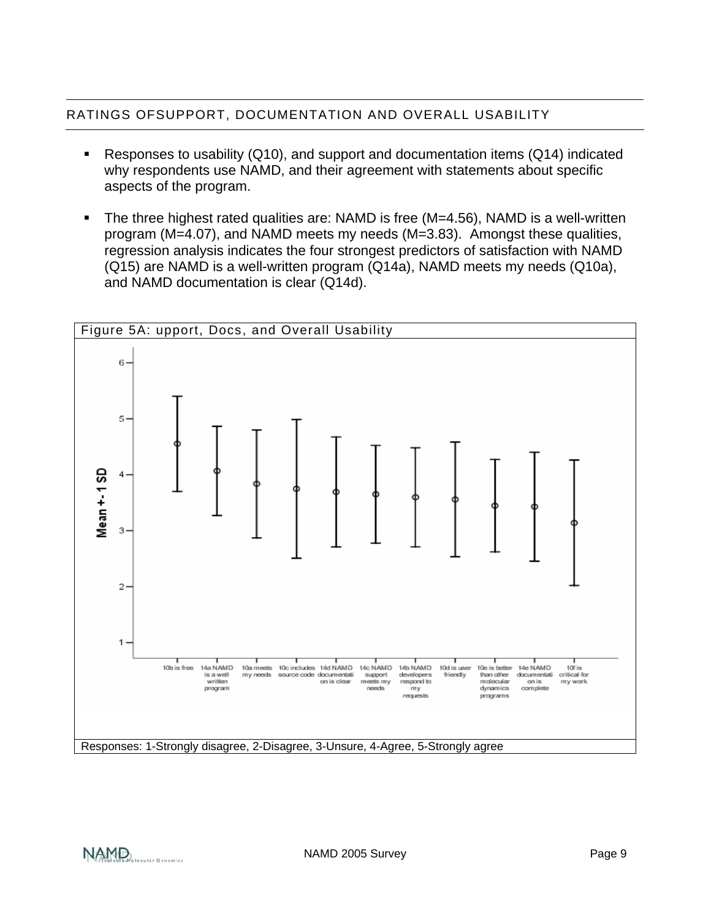## RATINGS OFSUPPORT, DOCUMENTATION AND OVERALL USABILITY

- Responses to usability (Q10), and support and documentation items (Q14) indicated why respondents use NAMD, and their agreement with statements about specific aspects of the program.
- The three highest rated qualities are: NAMD is free (M=4.56), NAMD is a well-written program (M=4.07), and NAMD meets my needs (M=3.83). Amongst these qualities, regression analysis indicates the four strongest predictors of satisfaction with NAMD (Q15) are NAMD is a well-written program (Q14a), NAMD meets my needs (Q10a), and NAMD documentation is clear (Q14d).

Figure 5A: upport, Docs, and Overall Usability

Responses: 1-Strongly disagree, 2-Disagree, 3-Unsure, 4-Agree, 5-Strongly agree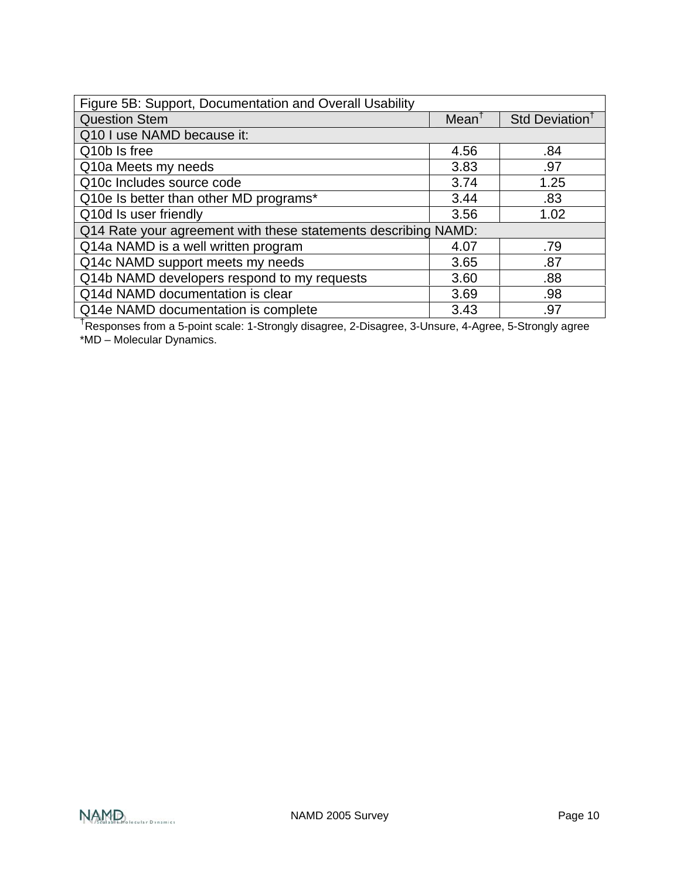| Figure 5B: Support, Documentation and Overall Usability | | |
|---|---|---|
| Question Stem | Mean† | Std Deviation† |
| Q10 I use NAMD because it: | | |
| Q10b Is free | 4.56 | .84 |
| Q10a Meets my needs | 3.83 | .97 |
| Q10c Includes source code | 3.74 | 1.25 |
| Q10e Is better than other MD programs* | 3.44 | .83 |
| Q10d Is user friendly | 3.56 | 1.02 |
| Q14 Rate your agreement with these statements describing NAMD: | | |
| Q14a NAMD is a well written program | 4.07 | .79 |
| Q14c NAMD support meets my needs | 3.65 | .87 |
| Q14b NAMD developers respond to my requests | 3.60 | .88 |
| Q14d NAMD documentation is clear | 3.69 | .98 |
| Q14e NAMD documentation is complete | 3.43 | .97 |

†Responses from a 5-point scale: 1-Strongly disagree, 2-Disagree, 3-Unsure, 4-Agree, 5-Strongly agree
*MD – Molecular Dynamics.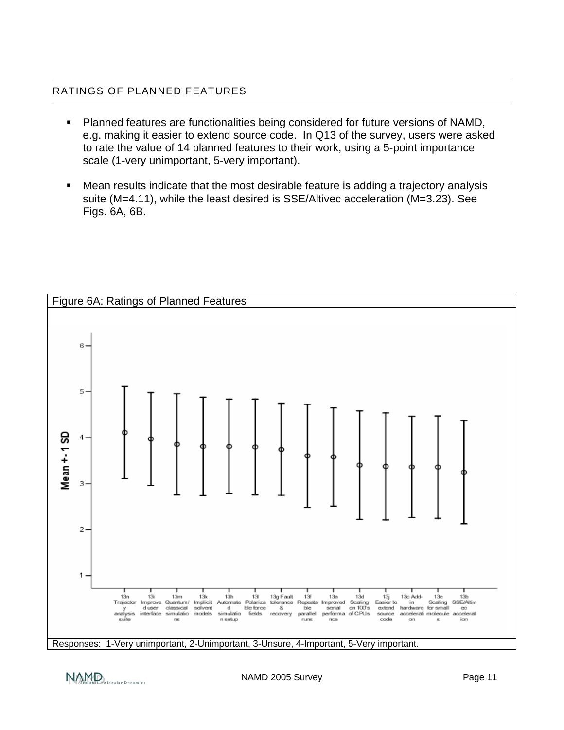## RATINGS OF PLANNED FEATURES

- Planned features are functionalities being considered for future versions of NAMD, e.g. making it easier to extend source code. In Q13 of the survey, users were asked to rate the value of 14 planned features to their work, using a 5-point importance scale (1-very unimportant, 5-very important).
- Mean results indicate that the most desirable feature is adding a trajectory analysis suite (M=4.11), while the least desired is SSE/Altivec acceleration (M=3.23). See Figs. 6A, 6B.

Figure 6A: Ratings of Planned Features

Responses: 1-Very unimportant, 2-Unimportant, 3-Unsure, 4-Important, 5-Very important.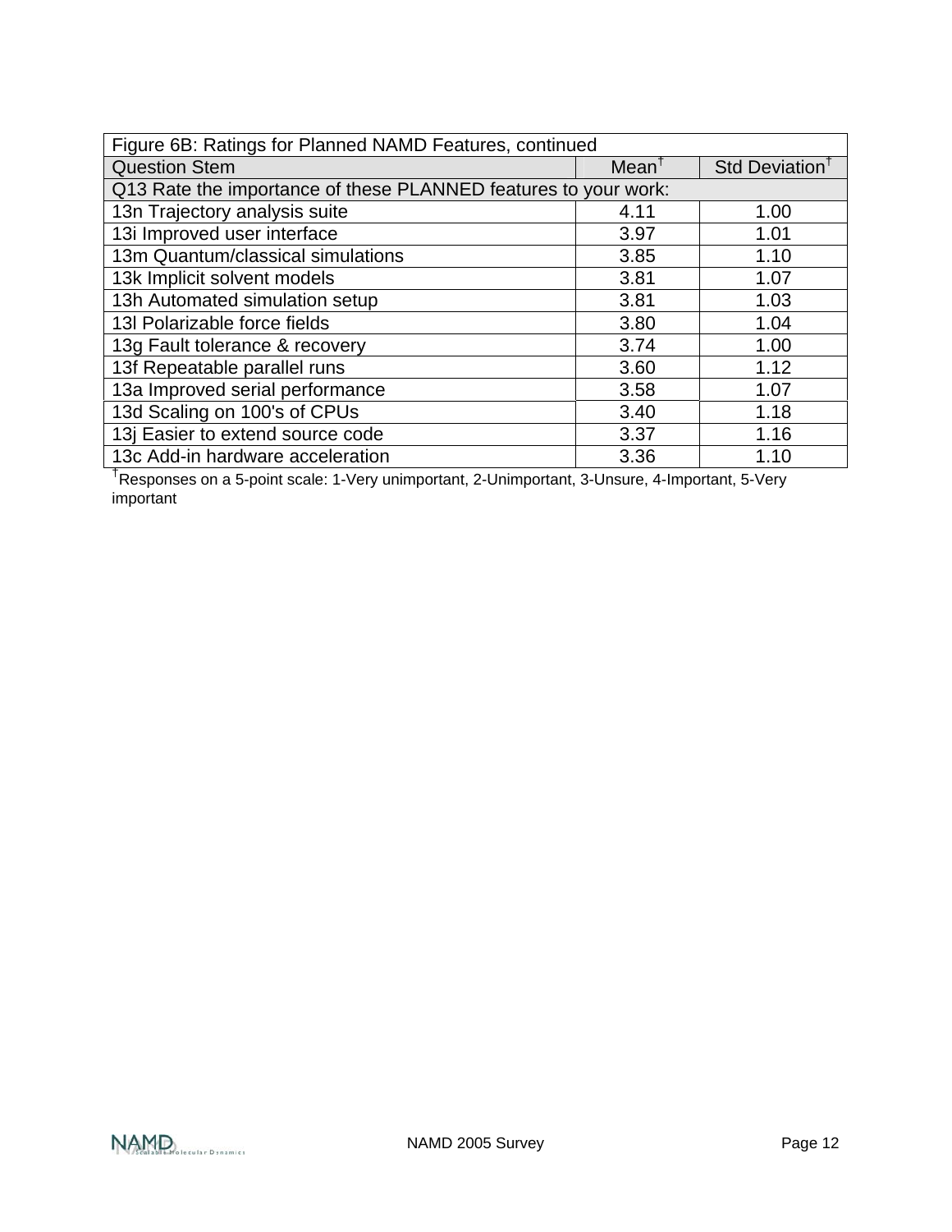| Figure 6B: Ratings for Planned NAMD Features, continued | | |
|---|---|---|
| Question Stem | Mean† | Std Deviation† |
| Q13 Rate the importance of these PLANNED features to your work: | | |
| 13n Trajectory analysis suite | 4.11 | 1.00 |
| 13i Improved user interface | 3.97 | 1.01 |
| 13m Quantum/classical simulations | 3.85 | 1.10 |
| 13k Implicit solvent models | 3.81 | 1.07 |
| 13h Automated simulation setup | 3.81 | 1.03 |
| 13l Polarizable force fields | 3.80 | 1.04 |
| 13g Fault tolerance & recovery | 3.74 | 1.00 |
| 13f Repeatable parallel runs | 3.60 | 1.12 |
| 13a Improved serial performance | 3.58 | 1.07 |
| 13d Scaling on 100's of CPUs | 3.40 | 1.18 |
| 13j Easier to extend source code | 3.37 | 1.16 |
| 13c Add-in hardware acceleration | 3.36 | 1.10 |

†Responses on a 5-point scale: 1-Very unimportant, 2-Unimportant, 3-Unsure, 4-Important, 5-Very important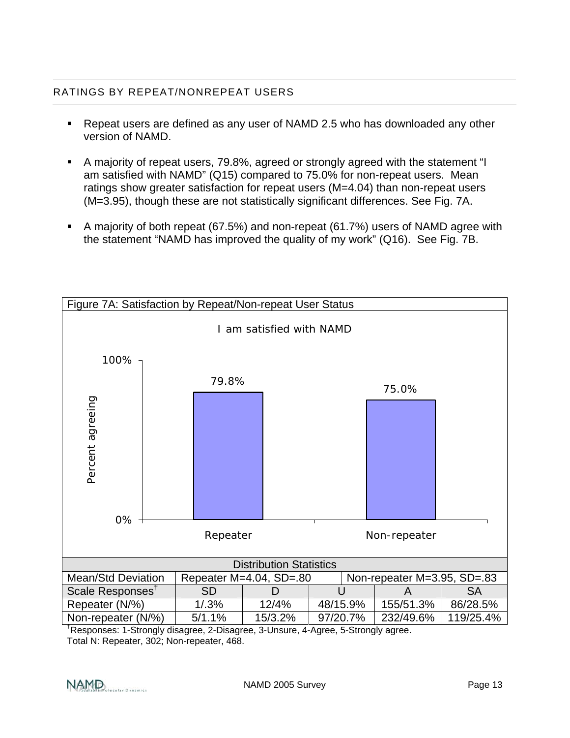## RATINGS BY REPEAT/NONREPEAT USERS

- Repeat users are defined as any user of NAMD 2.5 who has downloaded any other version of NAMD.
- A majority of repeat users, 79.8%, agreed or strongly agreed with the statement “I am satisfied with NAMD” (Q15) compared to 75.0% for non-repeat users. Mean ratings show greater satisfaction for repeat users (M=4.04) than non-repeat users (M=3.95), though these are not statistically significant differences. See Fig. 7A.
- A majority of both repeat (67.5%) and non-repeat (61.7%) users of NAMD agree with the statement “NAMD has improved the quality of my work” (Q16). See Fig. 7B.

Figure 7A: Satisfaction by Repeat/Non-repeat User Status

I am satisfied with NAMD

| | Percent agreeing |
|---|---|
| Repeater | 79.8% |
| Non-repeater | 75.0% |

| Distribution Statistics | | | | | |
|---|---|---|---|---|---|
| Mean/Std Deviation | Repeater M=4.04, SD=.80 | | | Non-repeater M=3.95, SD=.83 | |
| Scale Responses† | SD | D | U | A | SA |
| Repeater (N/%) | 1/.3% | 12/4% | 48/15.9% | 155/51.3% | 86/28.5% |
| Non-repeater (N/%) | 5/1.1% | 15/3.2% | 97/20.7% | 232/49.6% | 119/25.4% |

†Responses: 1-Strongly disagree, 2-Disagree, 3-Unsure, 4-Agree, 5-Strongly agree.
Total N: Repeater, 302; Non-repeater, 468.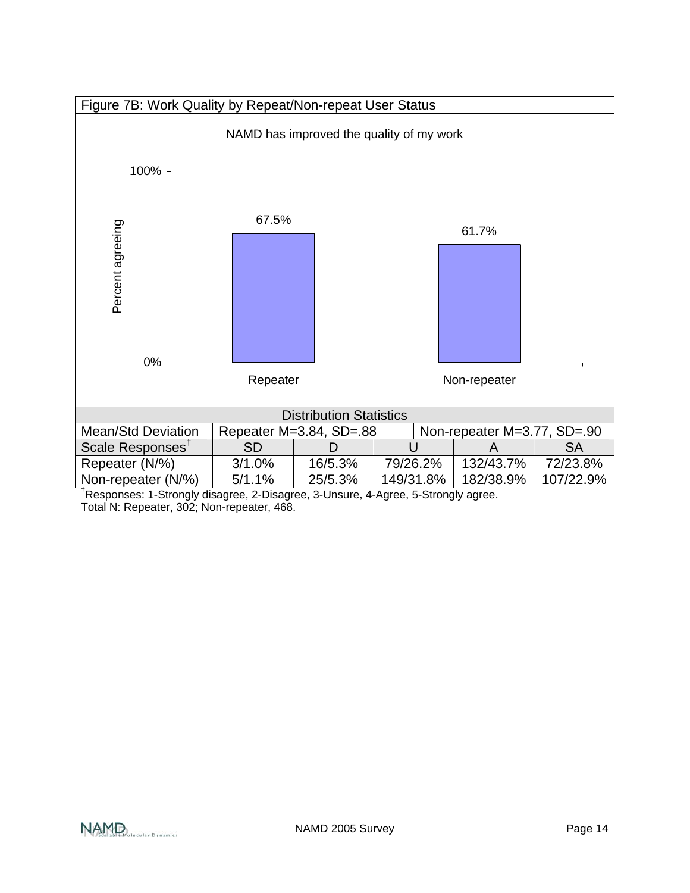Figure 7B: Work Quality by Repeat/Non-repeat User Status

NAMD has improved the quality of my work

| | Percent agreeing |
|---|---|
| Repeater | 67.5% |
| Non-repeater | 61.7% |

| Distribution Statistics | | | | | |
|---|---|---|---|---|---|
| Mean/Std Deviation | Repeater M=3.84, SD=.88 | | Non-repeater M=3.77, SD=.90 | | |
| Scale Responses† | SD | D | U | A | SA |
| Repeater (N/%) | 3/1.0% | 16/5.3% | 79/26.2% | 132/43.7% | 72/23.8% |
| Non-repeater (N/%) | 5/1.1% | 25/5.3% | 149/31.8% | 182/38.9% | 107/22.9% |

†Responses: 1-Strongly disagree, 2-Disagree, 3-Unsure, 4-Agree, 5-Strongly agree.
Total N: Repeater, 302; Non-repeater, 468.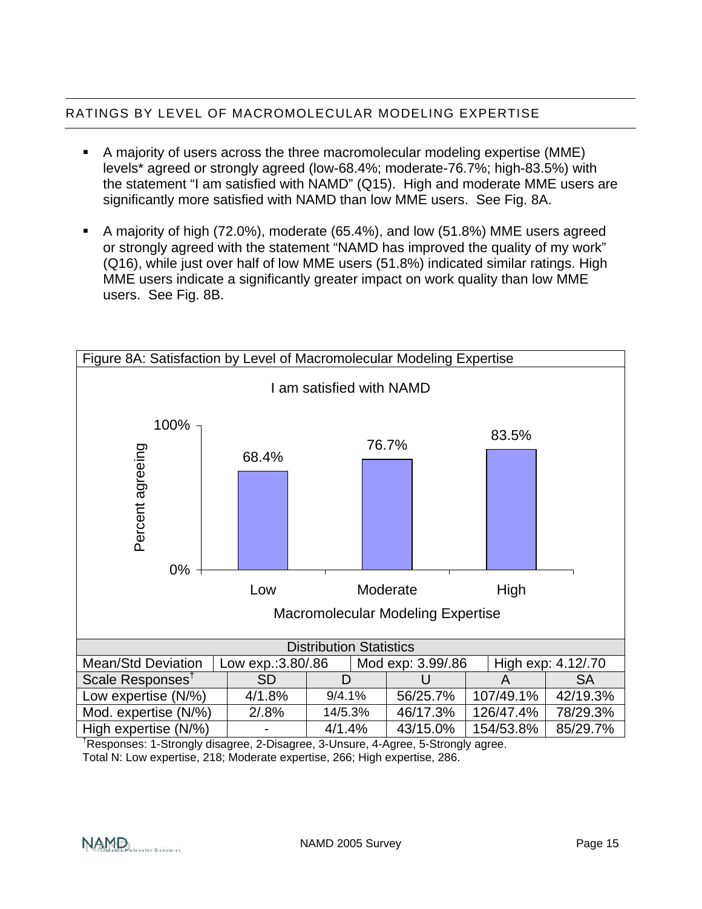## RATINGS BY LEVEL OF MACROMOLECULAR MODELING EXPERTISE

- A majority of users across the three macromolecular modeling expertise (MME) levels* agreed or strongly agreed (low-68.4%; moderate-76.7%; high-83.5%) with the statement "I am satisfied with NAMD" (Q15). High and moderate MME users are significantly more satisfied with NAMD than low MME users. See Fig. 8A.
- A majority of high (72.0%), moderate (65.4%), and low (51.8%) MME users agreed or strongly agreed with the statement "NAMD has improved the quality of my work" (Q16), while just over half of low MME users (51.8%) indicated similar ratings. High MME users indicate a significantly greater impact on work quality than low MME users. See Fig. 8B.

Figure 8A: Satisfaction by Level of Macromolecular Modeling Expertise

I am satisfied with NAMD

| Macromolecular Modeling Expertise | Percent agreeing |
|---|---|
| Low | 68.4% |
| Moderate | 76.7% |
| High | 83.5% |

Distribution Statistics

| Mean/Std Deviation | Low exp.:3.80/.86 | Mod exp: 3.99/.86 | High exp: 4.12/.70 | | |
|---|---|---|---|---|---|
| Scale Responses† | SD | D | U | A | SA |
| Low expertise (N/%) | 4/1.8% | 9/4.1% | 56/25.7% | 107/49.1% | 42/19.3% |
| Mod. expertise (N/%) | 2/.8% | 14/5.3% | 46/17.3% | 126/47.4% | 78/29.3% |
| High expertise (N/%) | - | 4/1.4% | 43/15.0% | 154/53.8% | 85/29.7% |

†Responses: 1-Strongly disagree, 2-Disagree, 3-Unsure, 4-Agree, 5-Strongly agree.
Total N: Low expertise, 218; Moderate expertise, 266; High expertise, 286.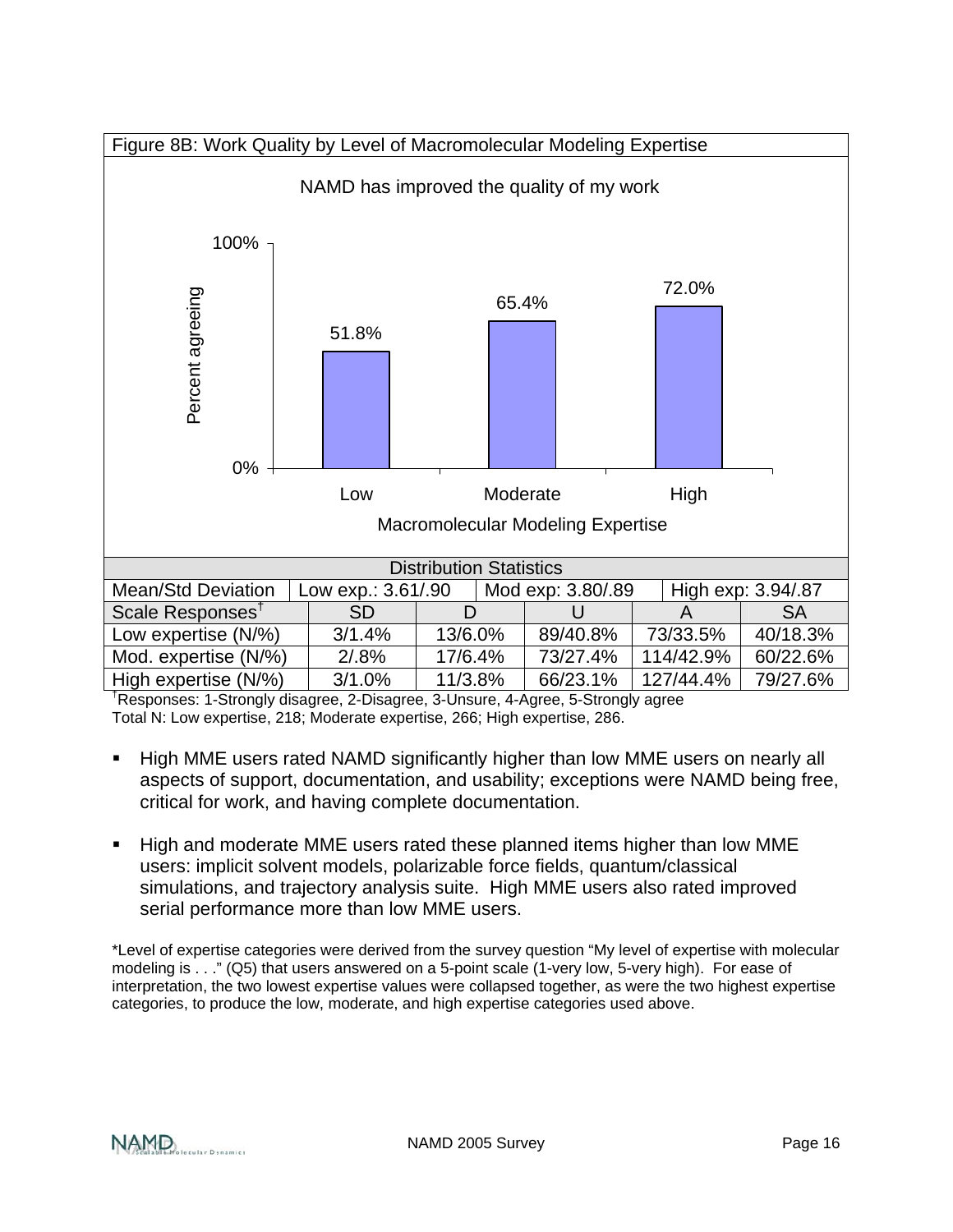Figure 8B: Work Quality by Level of Macromolecular Modeling Expertise

NAMD has improved the quality of my work

| Macromolecular Modeling Expertise | Percent agreeing |
|---|---|
| Low | 51.8% |
| Moderate | 65.4% |
| High | 72.0% |

| Distribution Statistics | | | | | |
|---|---|---|---|---|---|
| Mean/Std Deviation | Low exp.: 3.61/.90 | | Mod exp: 3.80/.89 | | High exp: 3.94/.87 |
| Scale Responses† | SD | D | U | A | SA |
| Low expertise (N/%) | 3/1.4% | 13/6.0% | 89/40.8% | 73/33.5% | 40/18.3% |
| Mod. expertise (N/%) | 2/.8% | 17/6.4% | 73/27.4% | 114/42.9% | 60/22.6% |
| High expertise (N/%) | 3/1.0% | 11/3.8% | 66/23.1% | 127/44.4% | 79/27.6% |

†Responses: 1-Strongly disagree, 2-Disagree, 3-Unsure, 4-Agree, 5-Strongly agree
Total N: Low expertise, 218; Moderate expertise, 266; High expertise, 286.

- High MME users rated NAMD significantly higher than low MME users on nearly all aspects of support, documentation, and usability; exceptions were NAMD being free, critical for work, and having complete documentation.

- High and moderate MME users rated these planned items higher than low MME users: implicit solvent models, polarizable force fields, quantum/classical simulations, and trajectory analysis suite. High MME users also rated improved serial performance more than low MME users.

*Level of expertise categories were derived from the survey question "My level of expertise with molecular modeling is . . ." (Q5) that users answered on a 5-point scale (1-very low, 5-very high). For ease of interpretation, the two lowest expertise values were collapsed together, as were the two highest expertise categories, to produce the low, moderate, and high expertise categories used above.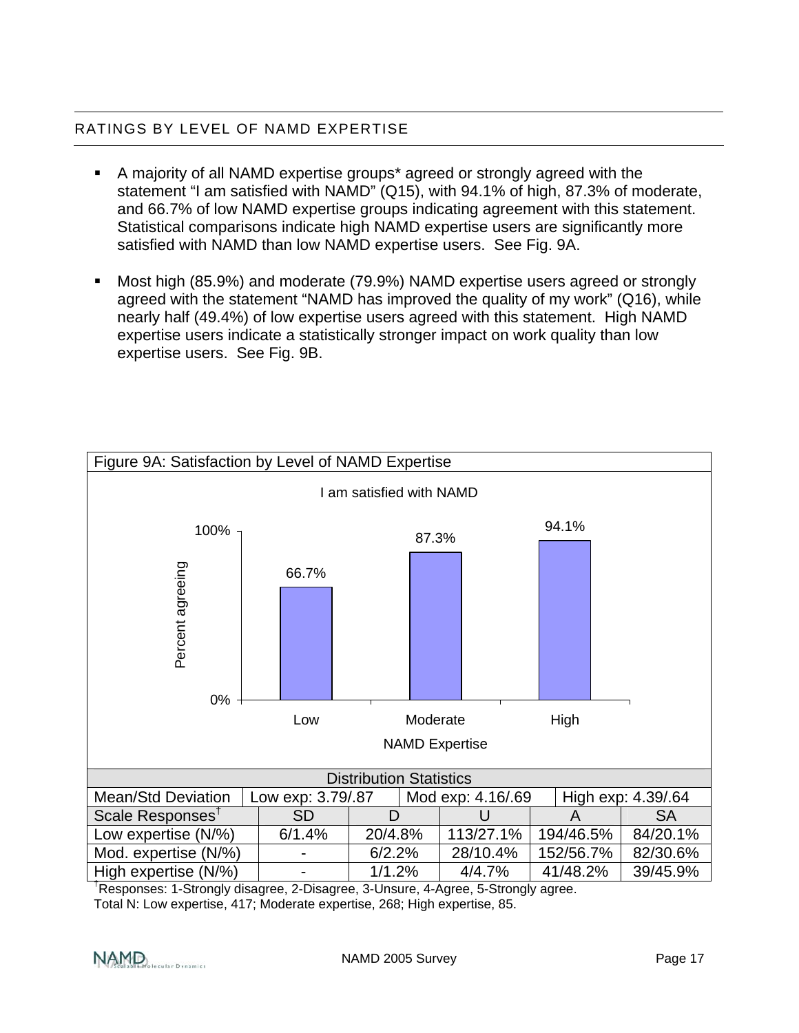## RATINGS BY LEVEL OF NAMD EXPERTISE

- A majority of all NAMD expertise groups* agreed or strongly agreed with the statement "I am satisfied with NAMD" (Q15), with 94.1% of high, 87.3% of moderate, and 66.7% of low NAMD expertise groups indicating agreement with this statement. Statistical comparisons indicate high NAMD expertise users are significantly more satisfied with NAMD than low NAMD expertise users. See Fig. 9A.

- Most high (85.9%) and moderate (79.9%) NAMD expertise users agreed or strongly agreed with the statement "NAMD has improved the quality of my work" (Q16), while nearly half (49.4%) of low expertise users agreed with this statement. High NAMD expertise users indicate a statistically stronger impact on work quality than low expertise users. See Fig. 9B.

Figure 9A: Satisfaction by Level of NAMD Expertise

I am satisfied with NAMD

| NAMD Expertise | Percent agreeing |
|---|---|
| Low | 66.7% |
| Moderate | 87.3% |
| High | 94.1% |

Distribution Statistics

| Mean/Std Deviation | Low exp: 3.79/.87 | Mod exp: 4.16/.69 | High exp: 4.39/.64 | | |
|---|---|---|---|---|---|
| Scale Responses[†] | SD | D | U | A | SA |
| Low expertise (N/%) | 6/1.4% | 20/4.8% | 113/27.1% | 194/46.5% | 84/20.1% |
| Mod. expertise (N/%) | - | 6/2.2% | 28/10.4% | 152/56.7% | 82/30.6% |
| High expertise (N/%) | - | 1/1.2% | 4/4.7% | 41/48.2% | 39/45.9% |

[†]Responses: 1-Strongly disagree, 2-Disagree, 3-Unsure, 4-Agree, 5-Strongly agree.
Total N: Low expertise, 417; Moderate expertise, 268; High expertise, 85.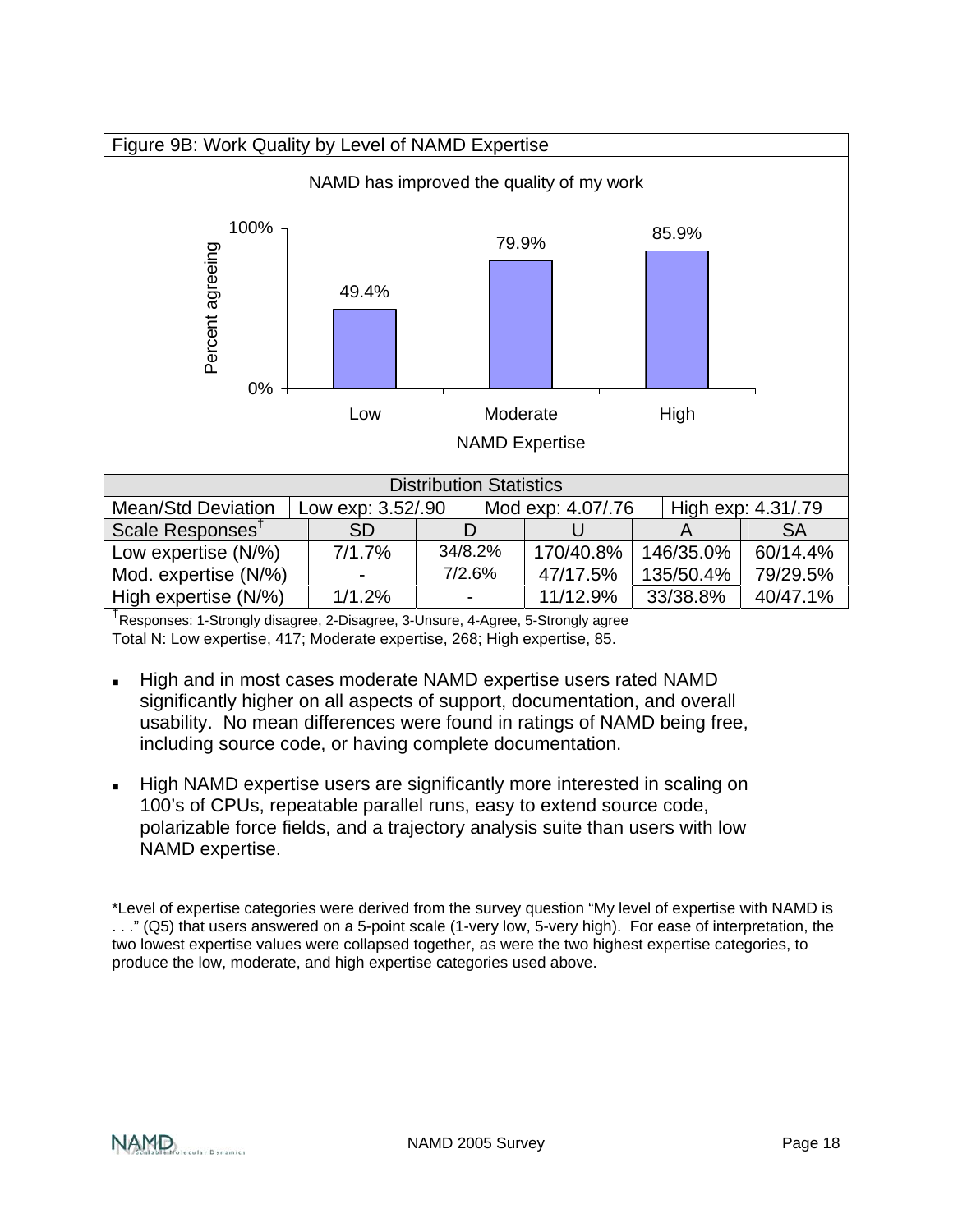Figure 9B: Work Quality by Level of NAMD Expertise

NAMD has improved the quality of my work

| NAMD Expertise | Percent agreeing |
| --- | --- |
| Low | 49.4% |
| Moderate | 79.9% |
| High | 85.9% |

Distribution Statistics

| Mean/Std Deviation | Low exp: 3.52/.90 | Mod exp: 4.07/.76 | High exp: 4.31/.79 | | |
| --- | --- | --- | --- | --- | --- |
| Scale Responses† | SD | D | U | A | SA |
| Low expertise (N/%) | 7/1.7% | 34/8.2% | 170/40.8% | 146/35.0% | 60/14.4% |
| Mod. expertise (N/%) | - | 7/2.6% | 47/17.5% | 135/50.4% | 79/29.5% |
| High expertise (N/%) | 1/1.2% | - | 11/12.9% | 33/38.8% | 40/47.1% |

†Responses: 1-Strongly disagree, 2-Disagree, 3-Unsure, 4-Agree, 5-Strongly agree
Total N: Low expertise, 417; Moderate expertise, 268; High expertise, 85.

- High and in most cases moderate NAMD expertise users rated NAMD significantly higher on all aspects of support, documentation, and overall usability. No mean differences were found in ratings of NAMD being free, including source code, or having complete documentation.
- High NAMD expertise users are significantly more interested in scaling on 100's of CPUs, repeatable parallel runs, easy to extend source code, polarizable force fields, and a trajectory analysis suite than users with low NAMD expertise.

*Level of expertise categories were derived from the survey question "My level of expertise with NAMD is . . ." (Q5) that users answered on a 5-point scale (1-very low, 5-very high). For ease of interpretation, the two lowest expertise values were collapsed together, as were the two highest expertise categories, to produce the low, moderate, and high expertise categories used above.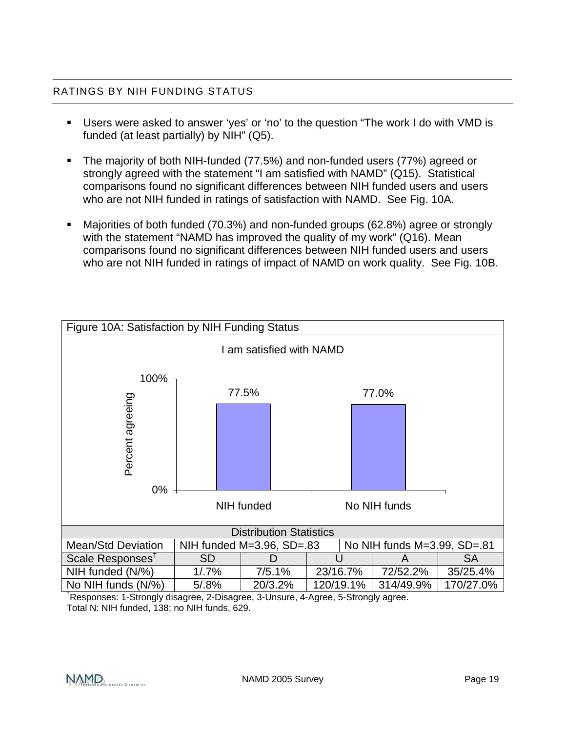## RATINGS BY NIH FUNDING STATUS

- Users were asked to answer ‘yes’ or ‘no’ to the question “The work I do with VMD is funded (at least partially) by NIH” (Q5).
- The majority of both NIH-funded (77.5%) and non-funded users (77%) agreed or strongly agreed with the statement “I am satisfied with NAMD” (Q15). Statistical comparisons found no significant differences between NIH funded users and users who are not NIH funded in ratings of satisfaction with NAMD. See Fig. 10A.
- Majorities of both funded (70.3%) and non-funded groups (62.8%) agree or strongly with the statement “NAMD has improved the quality of my work” (Q16). Mean comparisons found no significant differences between NIH funded users and users who are not NIH funded in ratings of impact of NAMD on work quality. See Fig. 10B.

Figure 10A: Satisfaction by NIH Funding Status

I am satisfied with NAMD

| | Percent agreeing |
|---|---|
| NIH funded | 77.5% |
| No NIH funds | 77.0% |

| Distribution Statistics | | | | | |
|---|---|---|---|---|---|
| Mean/Std Deviation | NIH funded M=3.96, SD=.83 | | | No NIH funds M=3.99, SD=.81 | |
| Scale Responses[†] | SD | D | U | A | SA |
| NIH funded (N/%) | 1/.7% | 7/5.1% | 23/16.7% | 72/52.2% | 35/25.4% |
| No NIH funds (N/%) | 5/.8% | 20/3.2% | 120/19.1% | 314/49.9% | 170/27.0% |

[†]Responses: 1-Strongly disagree, 2-Disagree, 3-Unsure, 4-Agree, 5-Strongly agree.
Total N: NIH funded, 138; no NIH funds, 629.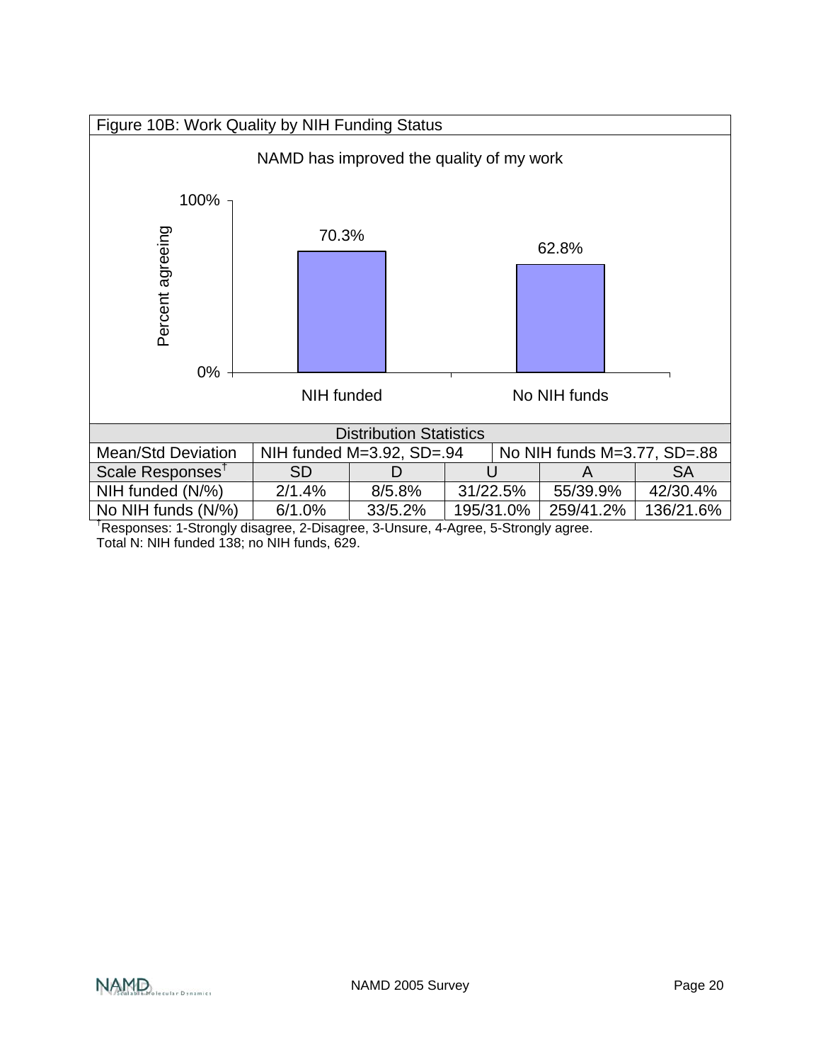Figure 10B: Work Quality by NIH Funding Status

NAMD has improved the quality of my work

| | NIH funded | No NIH funds |
|---|---|---|
| Percent agreeing | 70.3% | 62.8% |

| Distribution Statistics | | | | | |
|---|---|---|---|---|---|
| Mean/Std Deviation | NIH funded M=3.92, SD=.94 | | | No NIH funds M=3.77, SD=.88 | |
| Scale Responses† | SD | D | U | A | SA |
| NIH funded (N/%) | 2/1.4% | 8/5.8% | 31/22.5% | 55/39.9% | 42/30.4% |
| No NIH funds (N/%) | 6/1.0% | 33/5.2% | 195/31.0% | 259/41.2% | 136/21.6% |

†Responses: 1-Strongly disagree, 2-Disagree, 3-Unsure, 4-Agree, 5-Strongly agree.
Total N: NIH funded 138; no NIH funds, 629.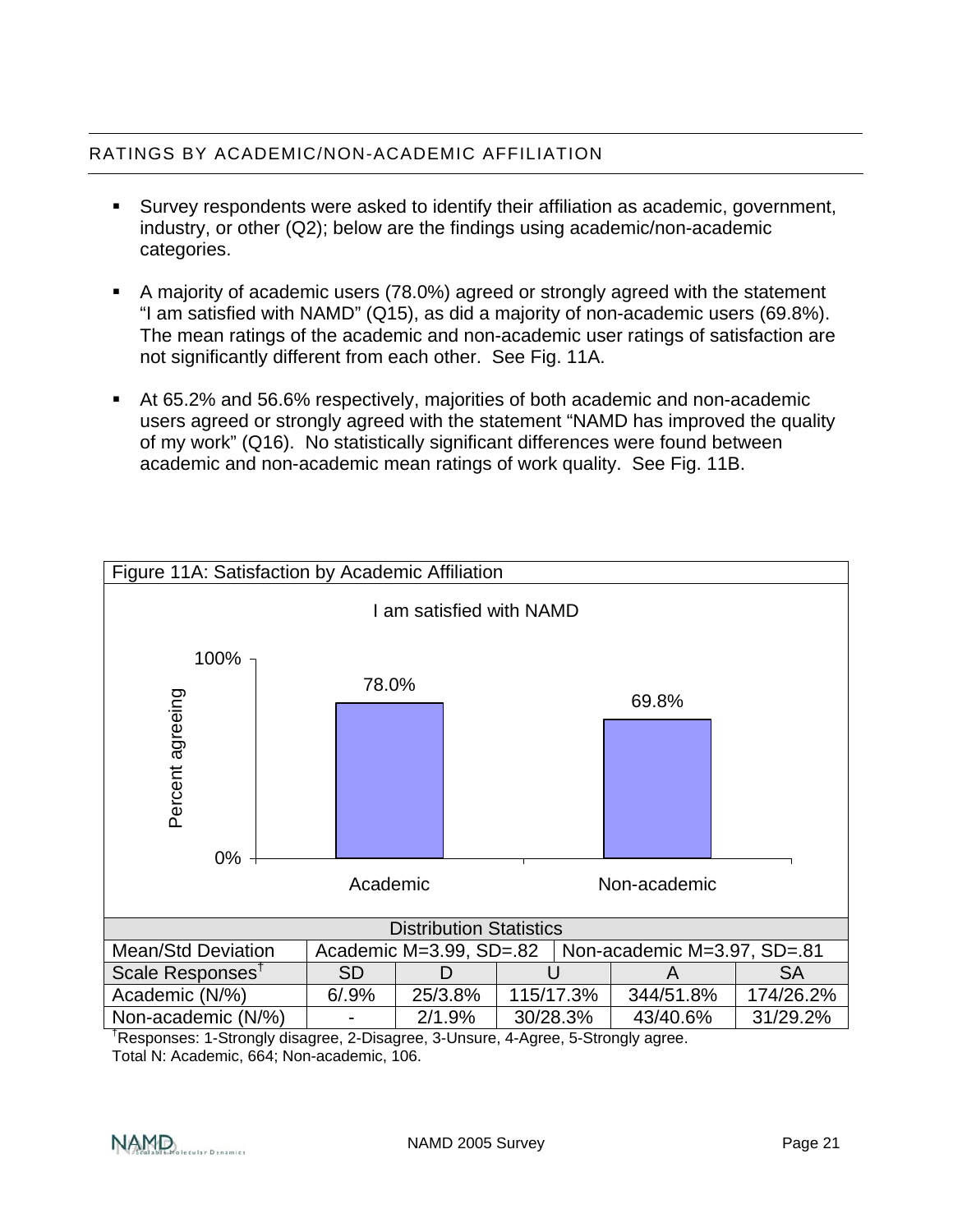## RATINGS BY ACADEMIC/NON-ACADEMIC AFFILIATION

- Survey respondents were asked to identify their affiliation as academic, government, industry, or other (Q2); below are the findings using academic/non-academic categories.
- A majority of academic users (78.0%) agreed or strongly agreed with the statement "I am satisfied with NAMD" (Q15), as did a majority of non-academic users (69.8%). The mean ratings of the academic and non-academic user ratings of satisfaction are not significantly different from each other. See Fig. 11A.
- At 65.2% and 56.6% respectively, majorities of both academic and non-academic users agreed or strongly agreed with the statement "NAMD has improved the quality of my work" (Q16). No statistically significant differences were found between academic and non-academic mean ratings of work quality. See Fig. 11B.

Figure 11A: Satisfaction by Academic Affiliation

I am satisfied with NAMD

| | Percent agreeing |
|---|---|
| Academic | 78.0% |
| Non-academic | 69.8% |

| Distribution Statistics | | | | | |
|---|---|---|---|---|---|
| Mean/Std Deviation | Academic M=3.99, SD=.82 | | Non-academic M=3.97, SD=.81 | | |
| Scale Responses† | SD | D | U | A | SA |
| Academic (N/%) | 6/.9% | 25/3.8% | 115/17.3% | 344/51.8% | 174/26.2% |
| Non-academic (N/%) | - | 2/1.9% | 30/28.3% | 43/40.6% | 31/29.2% |

†Responses: 1-Strongly disagree, 2-Disagree, 3-Unsure, 4-Agree, 5-Strongly agree.
Total N: Academic, 664; Non-academic, 106.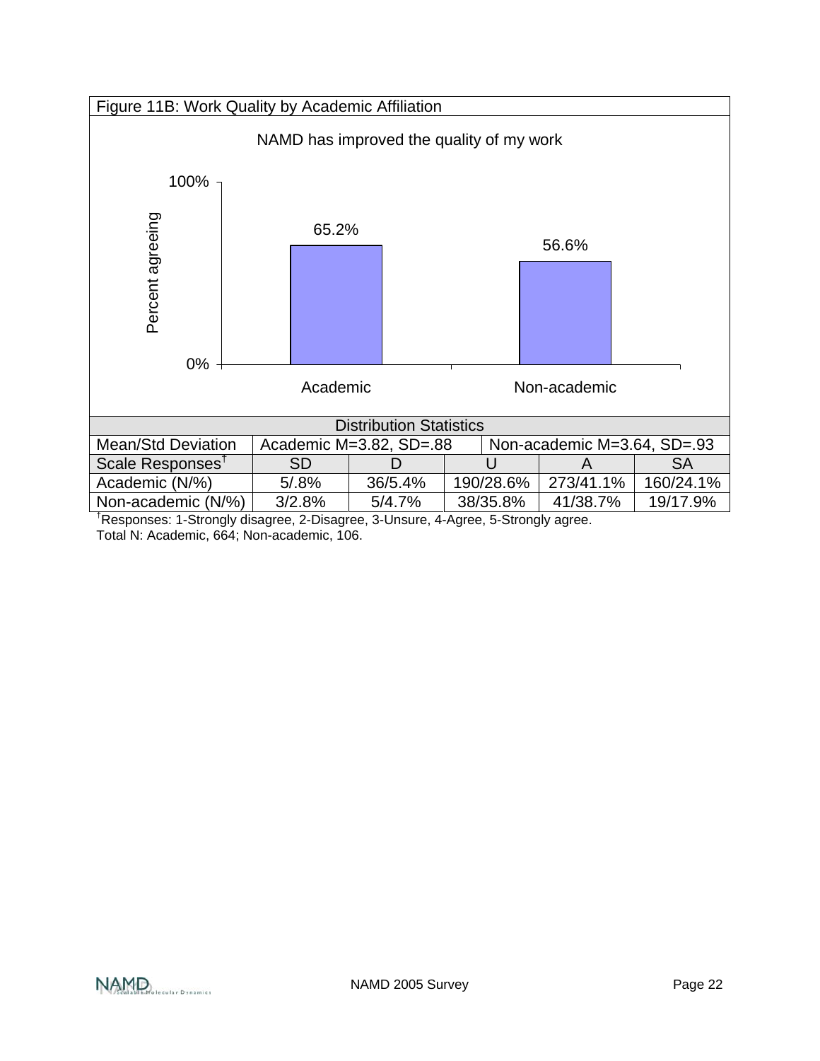Figure 11B: Work Quality by Academic Affiliation

NAMD has improved the quality of my work

| | Percent agreeing |
|---|---|
| Academic | 65.2% |
| Non-academic | 56.6% |

| Distribution Statistics | | | | | |
|---|---|---|---|---|---|
| Mean/Std Deviation | Academic M=3.82, SD=.88 | | | Non-academic M=3.64, SD=.93 | |
| Scale Responses† | SD | D | U | A | SA |
| Academic (N/%) | 5/.8% | 36/5.4% | 190/28.6% | 273/41.1% | 160/24.1% |
| Non-academic (N/%) | 3/2.8% | 5/4.7% | 38/35.8% | 41/38.7% | 19/17.9% |

†Responses: 1-Strongly disagree, 2-Disagree, 3-Unsure, 4-Agree, 5-Strongly agree.
Total N: Academic, 664; Non-academic, 106.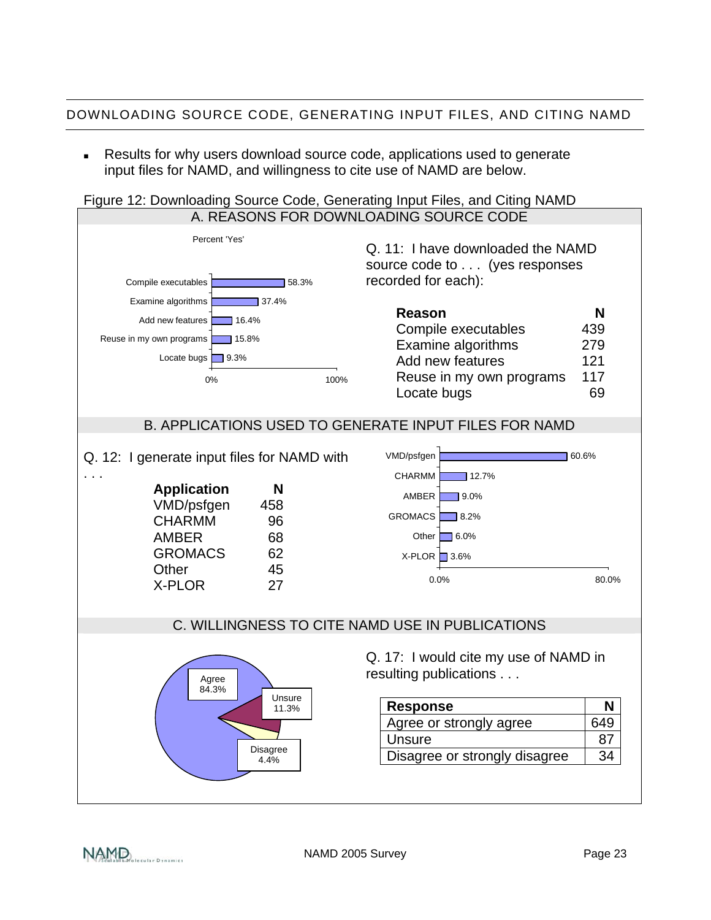## DOWNLOADING SOURCE CODE, GENERATING INPUT FILES, AND CITING NAMD

- Results for why users download source code, applications used to generate input files for NAMD, and willingness to cite use of NAMD are below.

Figure 12: Downloading Source Code, Generating Input Files, and Citing NAMD

### A. REASONS FOR DOWNLOADING SOURCE CODE

Percent 'Yes'

| Reason | Percent |
|---|---|
| Compile executables | 58.3% |
| Examine algorithms | 37.4% |
| Add new features | 16.4% |
| Reuse in my own programs | 15.8% |
| Locate bugs | 9.3% |

Q. 11: I have downloaded the NAMD source code to . . . (yes responses recorded for each):

| Reason | N |
|---|---|
| Compile executables | 439 |
| Examine algorithms | 279 |
| Add new features | 121 |
| Reuse in my own programs | 117 |
| Locate bugs | 69 |

### B. APPLICATIONS USED TO GENERATE INPUT FILES FOR NAMD

Q. 12: I generate input files for NAMD with . . .

| Application | N |
|---|---|
| VMD/psfgen | 458 |
| CHARMM | 96 |
| AMBER | 68 |
| GROMACS | 62 |
| Other | 45 |
| X-PLOR | 27 |

| Application | Percent |
|---|---|
| VMD/psfgen | 60.6% |
| CHARMM | 12.7% |
| AMBER | 9.0% |
| GROMACS | 8.2% |
| Other | 6.0% |
| X-PLOR | 3.6% |

### C. WILLINGNESS TO CITE NAMD USE IN PUBLICATIONS

Agree 84.3%, Unsure 11.3%, Disagree 4.4%

Q. 17: I would cite my use of NAMD in resulting publications . . .

| Response | N |
|---|---|
| Agree or strongly agree | 649 |
| Unsure | 87 |
| Disagree or strongly disagree | 34 |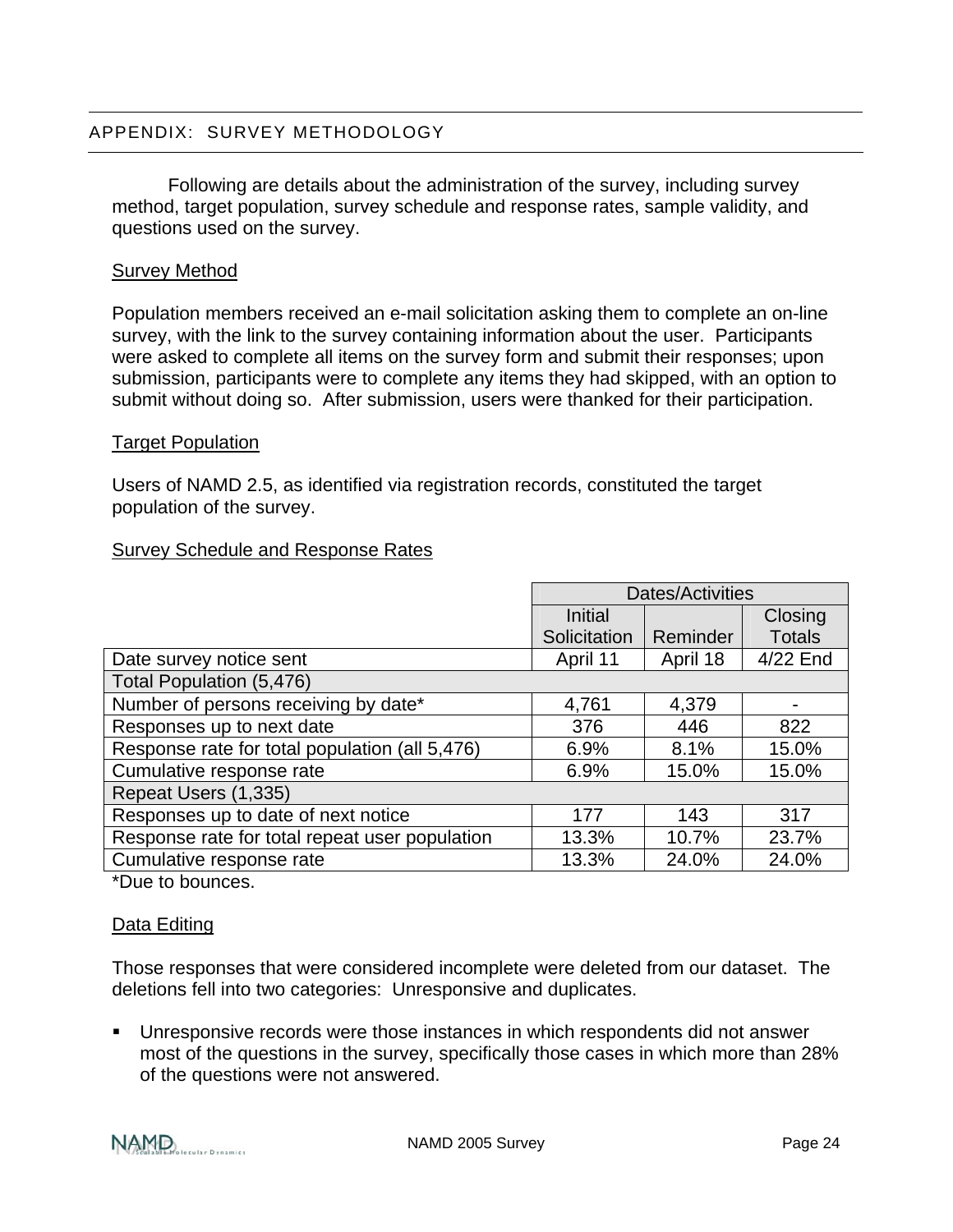## APPENDIX: SURVEY METHODOLOGY

Following are details about the administration of the survey, including survey method, target population, survey schedule and response rates, sample validity, and questions used on the survey.

### Survey Method

Population members received an e-mail solicitation asking them to complete an on-line survey, with the link to the survey containing information about the user. Participants were asked to complete all items on the survey form and submit their responses; upon submission, participants were to complete any items they had skipped, with an option to submit without doing so. After submission, users were thanked for their participation.

### Target Population

Users of NAMD 2.5, as identified via registration records, constituted the target population of the survey.

### Survey Schedule and Response Rates

| | Dates/Activities | | |
|---|---|---|---|
| | Initial Solicitation | Reminder | Closing Totals |
| Date survey notice sent | April 11 | April 18 | 4/22 End |
| Total Population (5,476) | | | |
| Number of persons receiving by date* | 4,761 | 4,379 | - |
| Responses up to next date | 376 | 446 | 822 |
| Response rate for total population (all 5,476) | 6.9% | 8.1% | 15.0% |
| Cumulative response rate | 6.9% | 15.0% | 15.0% |
| Repeat Users (1,335) | | | |
| Responses up to date of next notice | 177 | 143 | 317 |
| Response rate for total repeat user population | 13.3% | 10.7% | 23.7% |
| Cumulative response rate | 13.3% | 24.0% | 24.0% |

*Due to bounces.

### Data Editing

Those responses that were considered incomplete were deleted from our dataset. The deletions fell into two categories: Unresponsive and duplicates.

- Unresponsive records were those instances in which respondents did not answer most of the questions in the survey, specifically those cases in which more than 28% of the questions were not answered.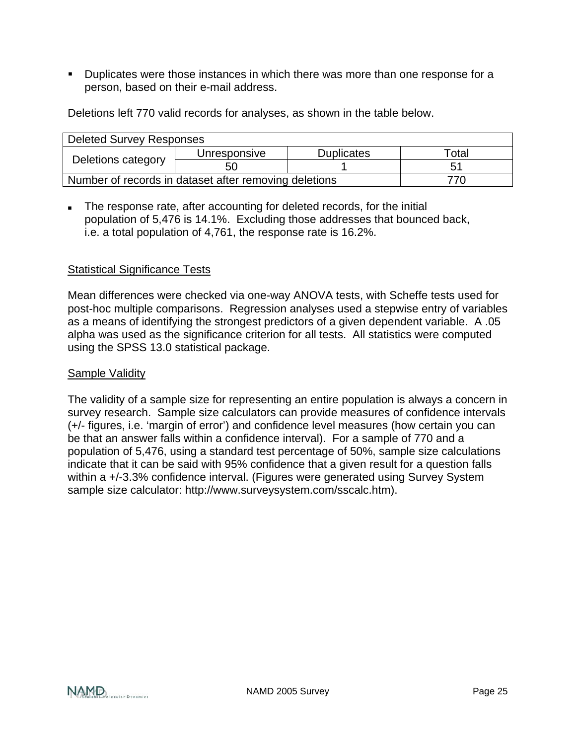- Duplicates were those instances in which there was more than one response for a person, based on their e-mail address.

Deletions left 770 valid records for analyses, as shown in the table below.

| Deleted Survey Responses | | | |
|---|---|---|---|
| Deletions category | Unresponsive | Duplicates | Total |
| | 50 | 1 | 51 |
| Number of records in dataset after removing deletions | | | 770 |

- The response rate, after accounting for deleted records, for the initial population of 5,476 is 14.1%. Excluding those addresses that bounced back, i.e. a total population of 4,761, the response rate is 16.2%.

Statistical Significance Tests

Mean differences were checked via one-way ANOVA tests, with Scheffe tests used for post-hoc multiple comparisons. Regression analyses used a stepwise entry of variables as a means of identifying the strongest predictors of a given dependent variable. A .05 alpha was used as the significance criterion for all tests. All statistics were computed using the SPSS 13.0 statistical package.

Sample Validity

The validity of a sample size for representing an entire population is always a concern in survey research. Sample size calculators can provide measures of confidence intervals (+/- figures, i.e. 'margin of error') and confidence level measures (how certain you can be that an answer falls within a confidence interval). For a sample of 770 and a population of 5,476, using a standard test percentage of 50%, sample size calculations indicate that it can be said with 95% confidence that a given result for a question falls within a +/-3.3% confidence interval. (Figures were generated using Survey System sample size calculator: http://www.surveysystem.com/sscalc.htm).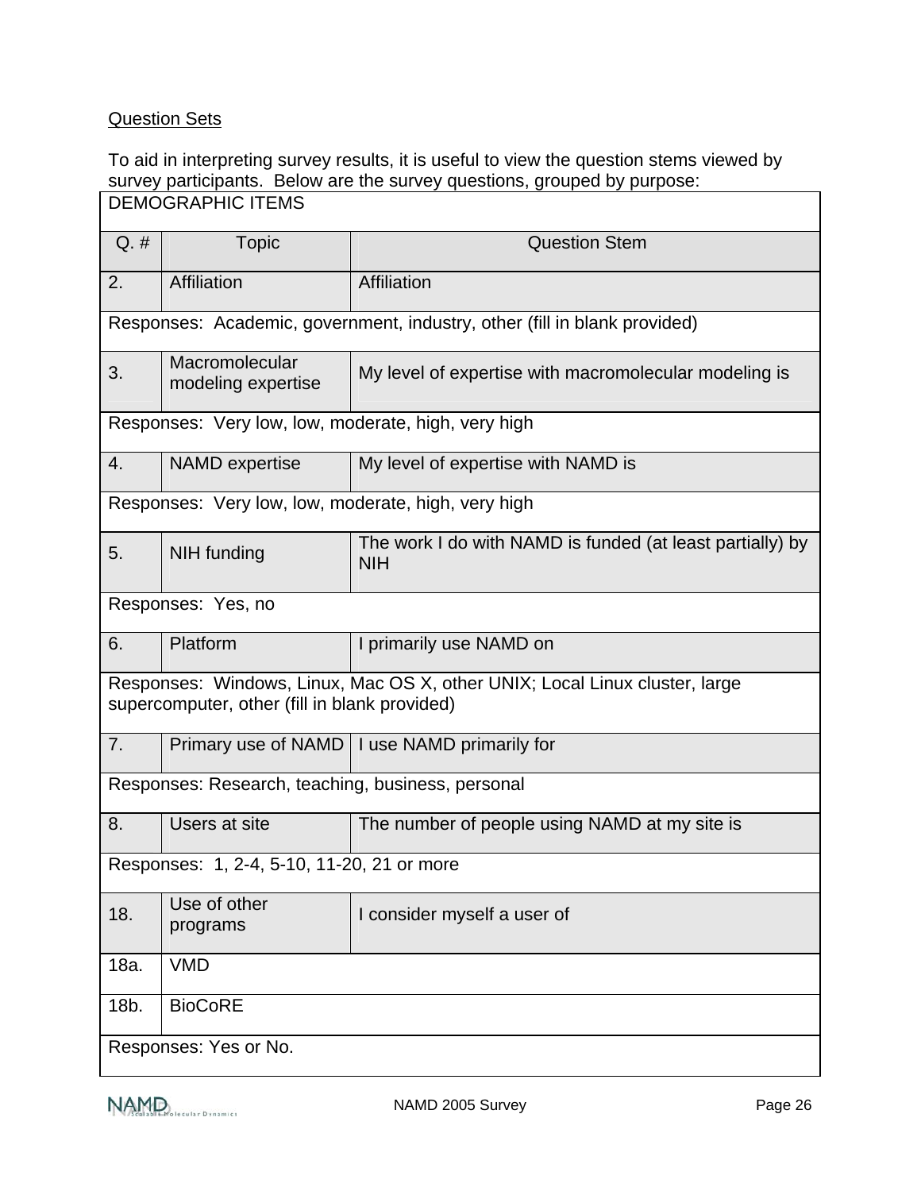Question Sets

To aid in interpreting survey results, it is useful to view the question stems viewed by survey participants. Below are the survey questions, grouped by purpose:

| DEMOGRAPHIC ITEMS | | |
|---|---|---|
| Q. # | Topic | Question Stem |
| 2. | Affiliation | Affiliation |
| Responses: Academic, government, industry, other (fill in blank provided) | | |
| 3. | Macromolecular modeling expertise | My level of expertise with macromolecular modeling is |
| Responses: Very low, low, moderate, high, very high | | |
| 4. | NAMD expertise | My level of expertise with NAMD is |
| Responses: Very low, low, moderate, high, very high | | |
| 5. | NIH funding | The work I do with NAMD is funded (at least partially) by NIH |
| Responses: Yes, no | | |
| 6. | Platform | I primarily use NAMD on |
| Responses: Windows, Linux, Mac OS X, other UNIX; Local Linux cluster, large supercomputer, other (fill in blank provided) | | |
| 7. | Primary use of NAMD | I use NAMD primarily for |
| Responses: Research, teaching, business, personal | | |
| 8. | Users at site | The number of people using NAMD at my site is |
| Responses: 1, 2-4, 5-10, 11-20, 21 or more | | |
| 18. | Use of other programs | I consider myself a user of |
| 18a. | VMD | |
| 18b. | BioCoRE | |
| Responses: Yes or No. | | |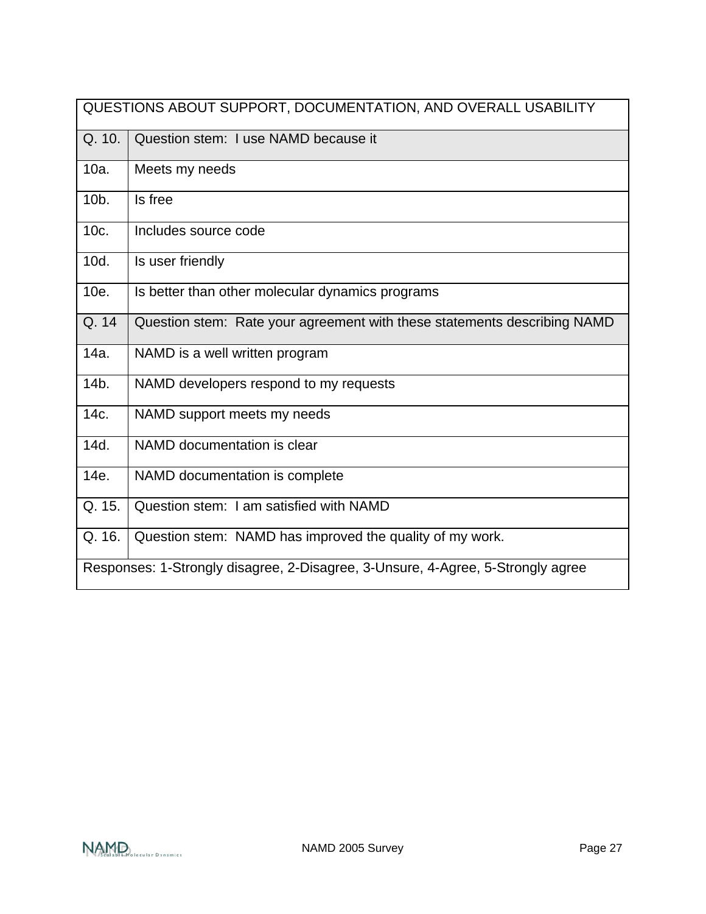| QUESTIONS ABOUT SUPPORT, DOCUMENTATION, AND OVERALL USABILITY | |
|---|---|
| Q. 10. | Question stem: I use NAMD because it |
| 10a. | Meets my needs |
| 10b. | Is free |
| 10c. | Includes source code |
| 10d. | Is user friendly |
| 10e. | Is better than other molecular dynamics programs |
| Q. 14 | Question stem: Rate your agreement with these statements describing NAMD |
| 14a. | NAMD is a well written program |
| 14b. | NAMD developers respond to my requests |
| 14c. | NAMD support meets my needs |
| 14d. | NAMD documentation is clear |
| 14e. | NAMD documentation is complete |
| Q. 15. | Question stem: I am satisfied with NAMD |
| Q. 16. | Question stem: NAMD has improved the quality of my work. |
| Responses: 1-Strongly disagree, 2-Disagree, 3-Unsure, 4-Agree, 5-Strongly agree | |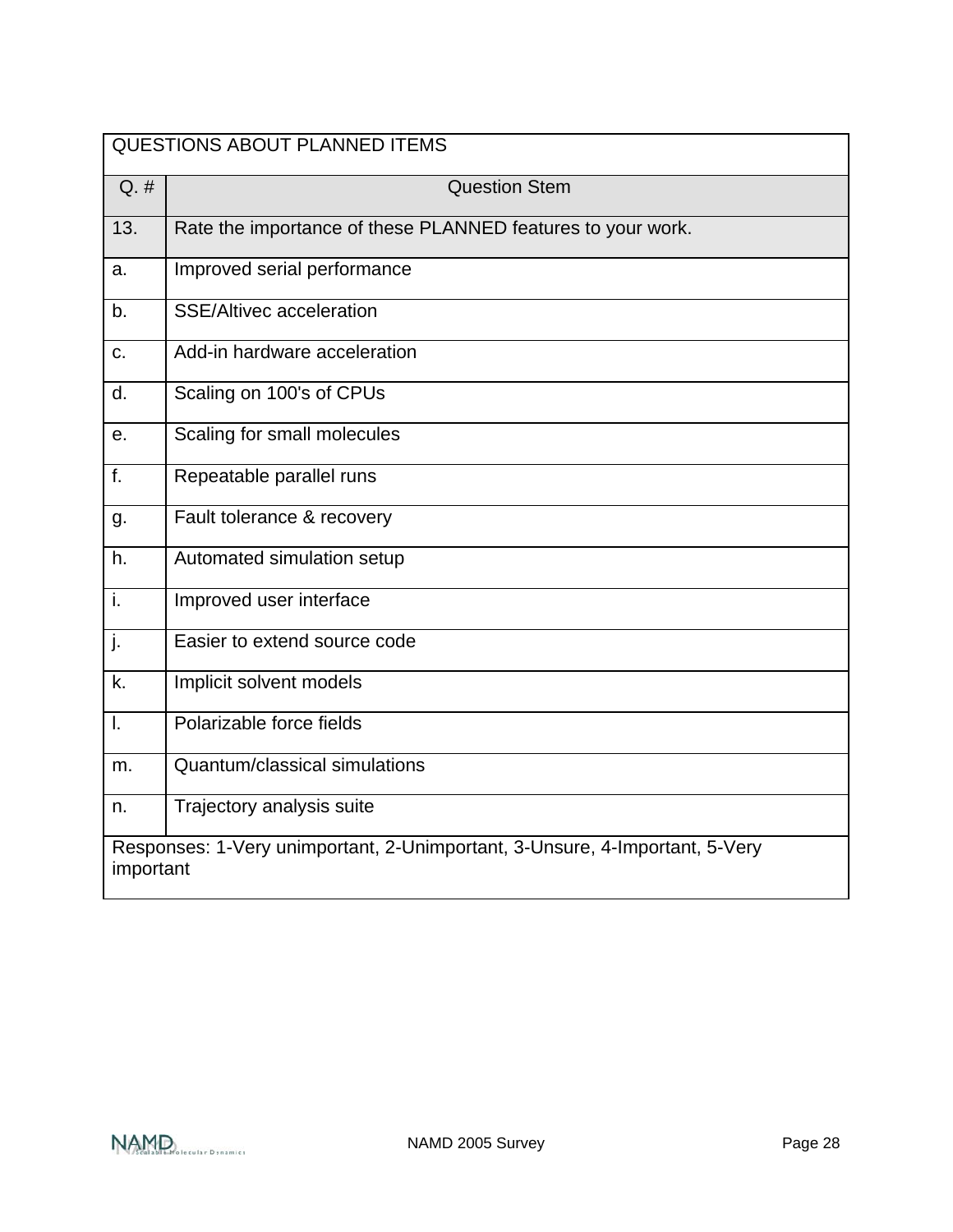| QUESTIONS ABOUT PLANNED ITEMS | |
|---|---|
| Q. # | Question Stem |
| 13. | Rate the importance of these PLANNED features to your work. |
| a. | Improved serial performance |
| b. | SSE/Altivec acceleration |
| c. | Add-in hardware acceleration |
| d. | Scaling on 100's of CPUs |
| e. | Scaling for small molecules |
| f. | Repeatable parallel runs |
| g. | Fault tolerance & recovery |
| h. | Automated simulation setup |
| i. | Improved user interface |
| j. | Easier to extend source code |
| k. | Implicit solvent models |
| l. | Polarizable force fields |
| m. | Quantum/classical simulations |
| n. | Trajectory analysis suite |
| Responses: 1-Very unimportant, 2-Unimportant, 3-Unsure, 4-Important, 5-Very important | |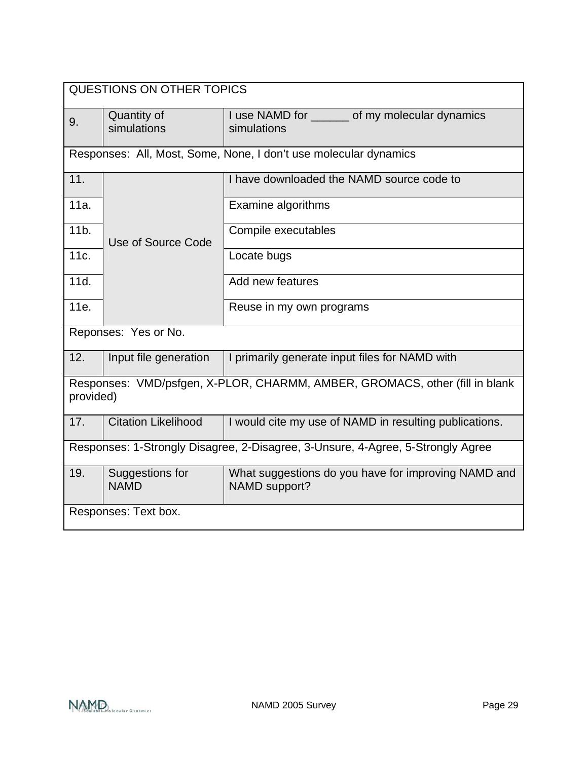| QUESTIONS ON OTHER TOPICS | | |
|---|---|---|
| 9. | Quantity of simulations | I use NAMD for ______ of my molecular dynamics simulations |
| Responses: All, Most, Some, None, I don't use molecular dynamics | | |
| 11. | Use of Source Code | I have downloaded the NAMD source code to |
| 11a. | | Examine algorithms |
| 11b. | | Compile executables |
| 11c. | | Locate bugs |
| 11d. | | Add new features |
| 11e. | | Reuse in my own programs |
| Reponses: Yes or No. | | |
| 12. | Input file generation | I primarily generate input files for NAMD with |
| Responses: VMD/psfgen, X-PLOR, CHARMM, AMBER, GROMACS, other (fill in blank provided) | | |
| 17. | Citation Likelihood | I would cite my use of NAMD in resulting publications. |
| Responses: 1-Strongly Disagree, 2-Disagree, 3-Unsure, 4-Agree, 5-Strongly Agree | | |
| 19. | Suggestions for NAMD | What suggestions do you have for improving NAMD and NAMD support? |
| Responses: Text box. | | |